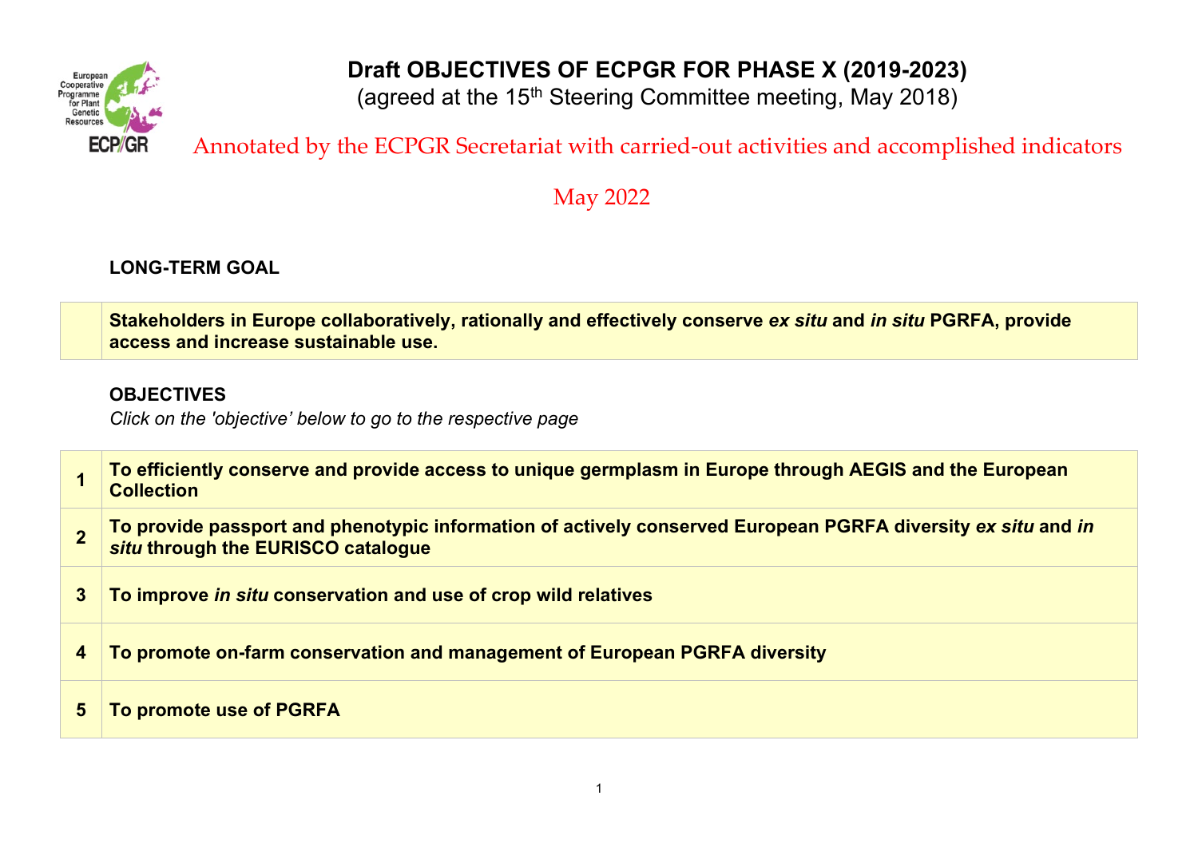# Draft OBJECTIVES OF ECPGR FOR PHASE X (2019-2023)

(agreed at the 15th Steering Committee meeting, May 2018)

Annotated by the ECPGR Secretariat with carried-out activities and accomplished indicators

May 2022

## LONG-TERM GOAL

| | |
|---|---|
| | **Stakeholders in Europe collaboratively, rationally and effectively conserve *ex situ* and *in situ* PGRFA, provide access and increase sustainable use.** |

## OBJECTIVES

*Click on the 'objective' below to go to the respective page*

| | |
|---|---|
| **1** | **To efficiently conserve and provide access to unique germplasm in Europe through AEGIS and the European Collection** |
| **2** | **To provide passport and phenotypic information of actively conserved European PGRFA diversity *ex situ* and *in situ* through the EURISCO catalogue** |
| **3** | **To improve *in situ* conservation and use of crop wild relatives** |
| **4** | **To promote on-farm conservation and management of European PGRFA diversity** |
| **5** | **To promote use of PGRFA** |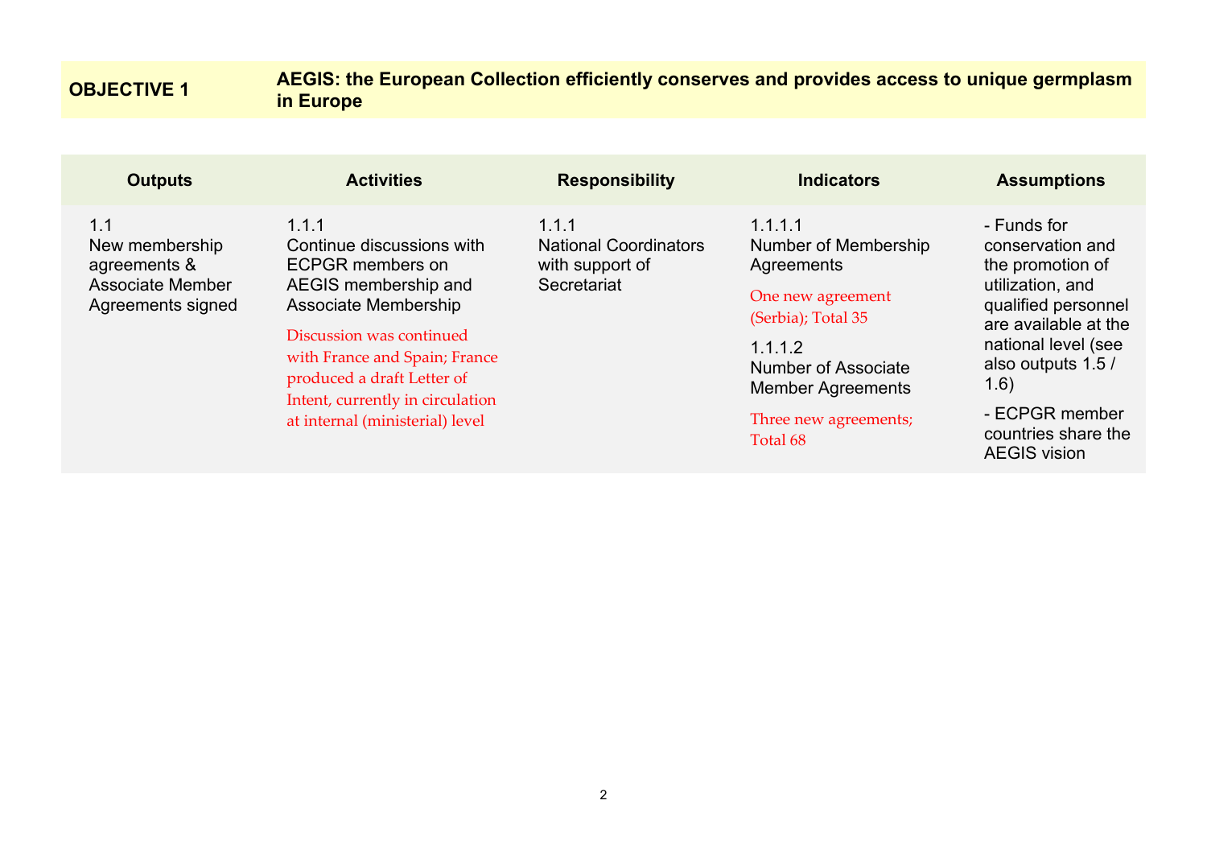| **OBJECTIVE 1** | **AEGIS: the European Collection efficiently conserves and provides access to unique germplasm in Europe** |
|---|---|

| Outputs | Activities | Responsibility | Indicators | Assumptions |
|---|---|---|---|---|
| 1.1<br>New membership agreements & Associate Member Agreements signed | 1.1.1<br>Continue discussions with ECPGR members on AEGIS membership and Associate Membership<br>Discussion was continued with France and Spain; France produced a draft Letter of Intent, currently in circulation at internal (ministerial) level | 1.1.1<br>National Coordinators with support of Secretariat | 1.1.1.1<br>Number of Membership Agreements<br>One new agreement (Serbia); Total 35<br>1.1.1.2<br>Number of Associate Member Agreements<br>Three new agreements; Total 68 | - Funds for conservation and the promotion of utilization, and qualified personnel are available at the national level (see also outputs 1.5 / 1.6)<br>- ECPGR member countries share the AEGIS vision |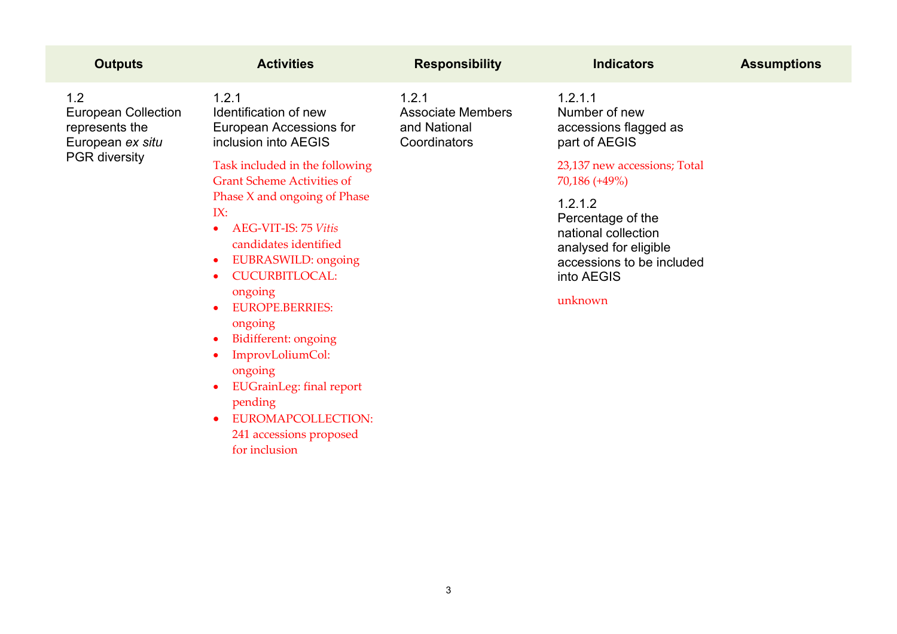| Outputs | Activities | Responsibility | Indicators | Assumptions |
|---|---|---|---|---|
| 1.2<br>European Collection represents the European *ex situ* PGR diversity | 1.2.1<br>Identification of new European Accessions for inclusion into AEGIS<br><br>Task included in the following Grant Scheme Activities of Phase X and ongoing of Phase IX:<br>• AEG-VIT-IS: 75 *Vitis* candidates identified<br>• EUBRASWILD: ongoing<br>• CUCURBITLOCAL: ongoing<br>• EUROPE.BERRIES: ongoing<br>• Bidifferent: ongoing<br>• ImprovLoliumCol: ongoing<br>• EUGrainLeg: final report pending<br>• EUROMAPCOLLECTION: 241 accessions proposed for inclusion | 1.2.1<br>Associate Members and National Coordinators | 1.2.1.1<br>Number of new accessions flagged as part of AEGIS<br><br>23,137 new accessions; Total 70,186 (+49%)<br><br>1.2.1.2<br>Percentage of the national collection analysed for eligible accessions to be included into AEGIS<br><br>unknown | |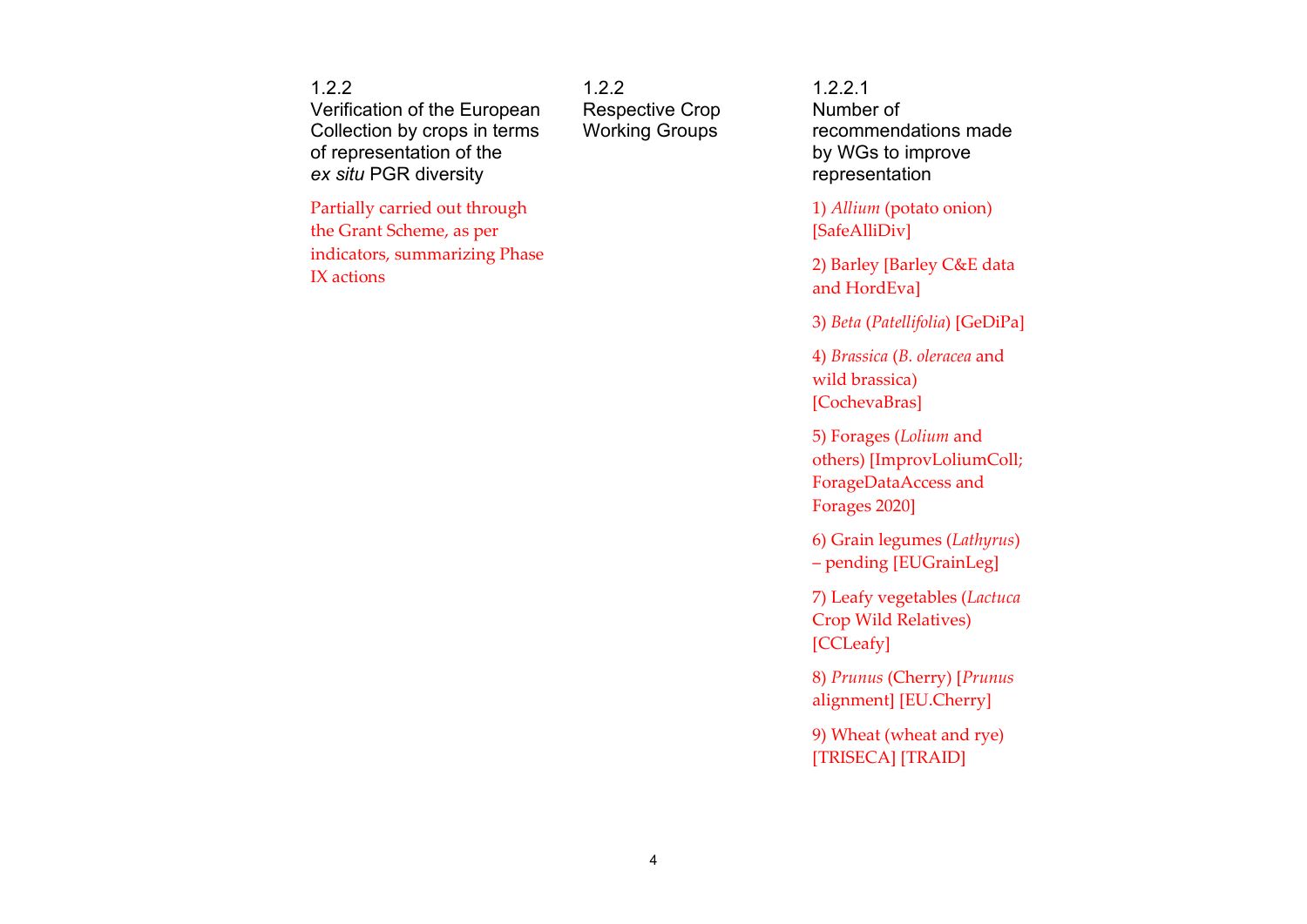| 1.2.2<br>Verification of the European Collection by crops in terms of representation of the *ex situ* PGR diversity | 1.2.2<br>Respective Crop Working Groups | 1.2.2.1<br>Number of recommendations made by WGs to improve representation |
|---|---|---|
| Partially carried out through the Grant Scheme, as per indicators, summarizing Phase IX actions | | 1) *Allium* (potato onion) [SafeAlliDiv]<br><br>2) Barley [Barley C&E data and HordEva]<br><br>3) *Beta* (*Patellifolia*) [GeDiPa]<br><br>4) *Brassica* (*B. oleracea* and wild brassica) [CochevaBras]<br><br>5) Forages (*Lolium* and others) [ImprovLoliumColl; ForageDataAccess and Forages 2020]<br><br>6) Grain legumes (*Lathyrus*) – pending [EUGrainLeg]<br><br>7) Leafy vegetables (*Lactuca* Crop Wild Relatives) [CCLeafy]<br><br>8) *Prunus* (Cherry) [*Prunus* alignment] [EU.Cherry]<br><br>9) Wheat (wheat and rye) [TRISECA] [TRAID] |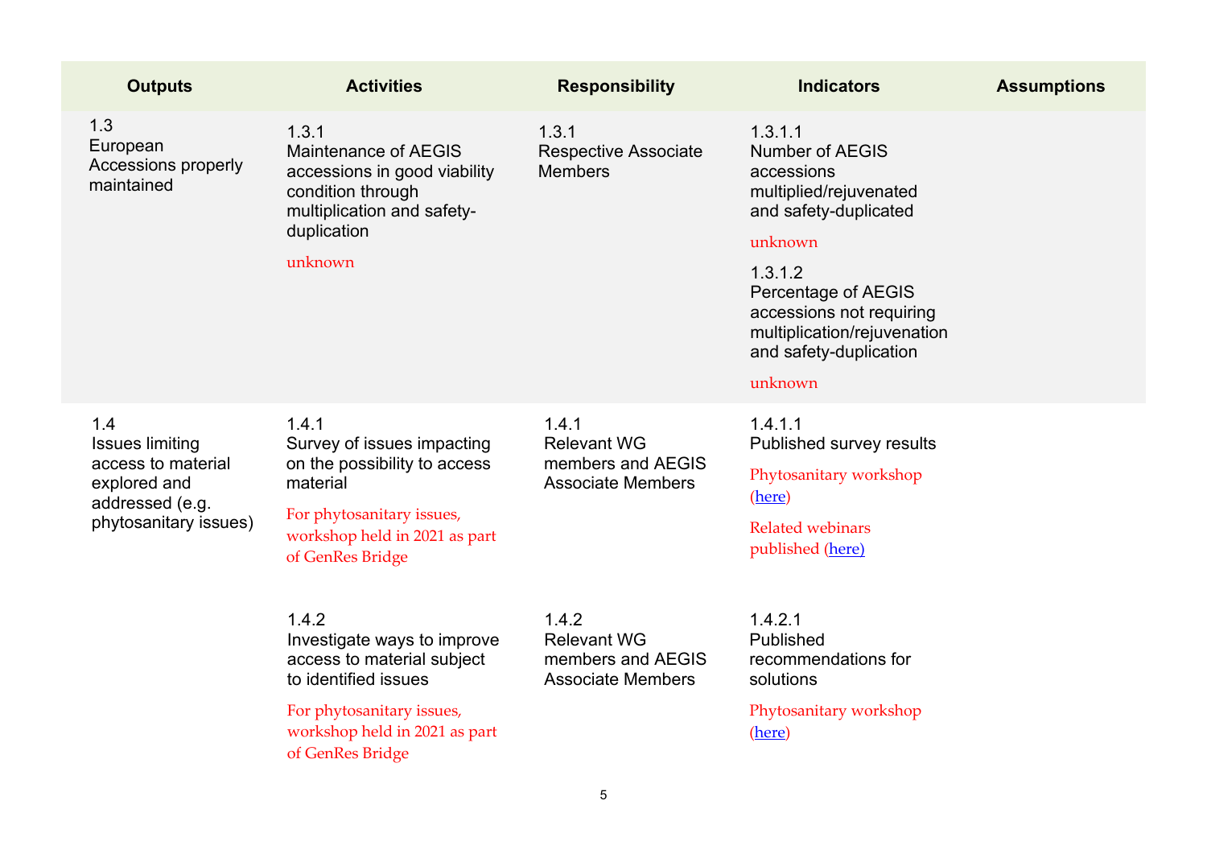| Outputs | Activities | Responsibility | Indicators | Assumptions |
|---|---|---|---|---|
| 1.3<br>European Accessions properly maintained | 1.3.1<br>Maintenance of AEGIS accessions in good viability condition through multiplication and safety-duplication<br>unknown | 1.3.1<br>Respective Associate Members | 1.3.1.1<br>Number of AEGIS accessions multiplied/rejuvenated and safety-duplicated<br>unknown<br>1.3.1.2<br>Percentage of AEGIS accessions not requiring multiplication/rejuvenation and safety-duplication<br>unknown | |
| 1.4<br>Issues limiting access to material explored and addressed (e.g. phytosanitary issues) | 1.4.1<br>Survey of issues impacting on the possibility to access material<br>For phytosanitary issues, workshop held in 2021 as part of GenRes Bridge | 1.4.1<br>Relevant WG members and AEGIS Associate Members | 1.4.1.1<br>Published survey results<br>Phytosanitary workshop (here)<br>Related webinars published (here) | |
| | 1.4.2<br>Investigate ways to improve access to material subject to identified issues<br>For phytosanitary issues, workshop held in 2021 as part of GenRes Bridge | 1.4.2<br>Relevant WG members and AEGIS Associate Members | 1.4.2.1<br>Published recommendations for solutions<br>Phytosanitary workshop (here) | |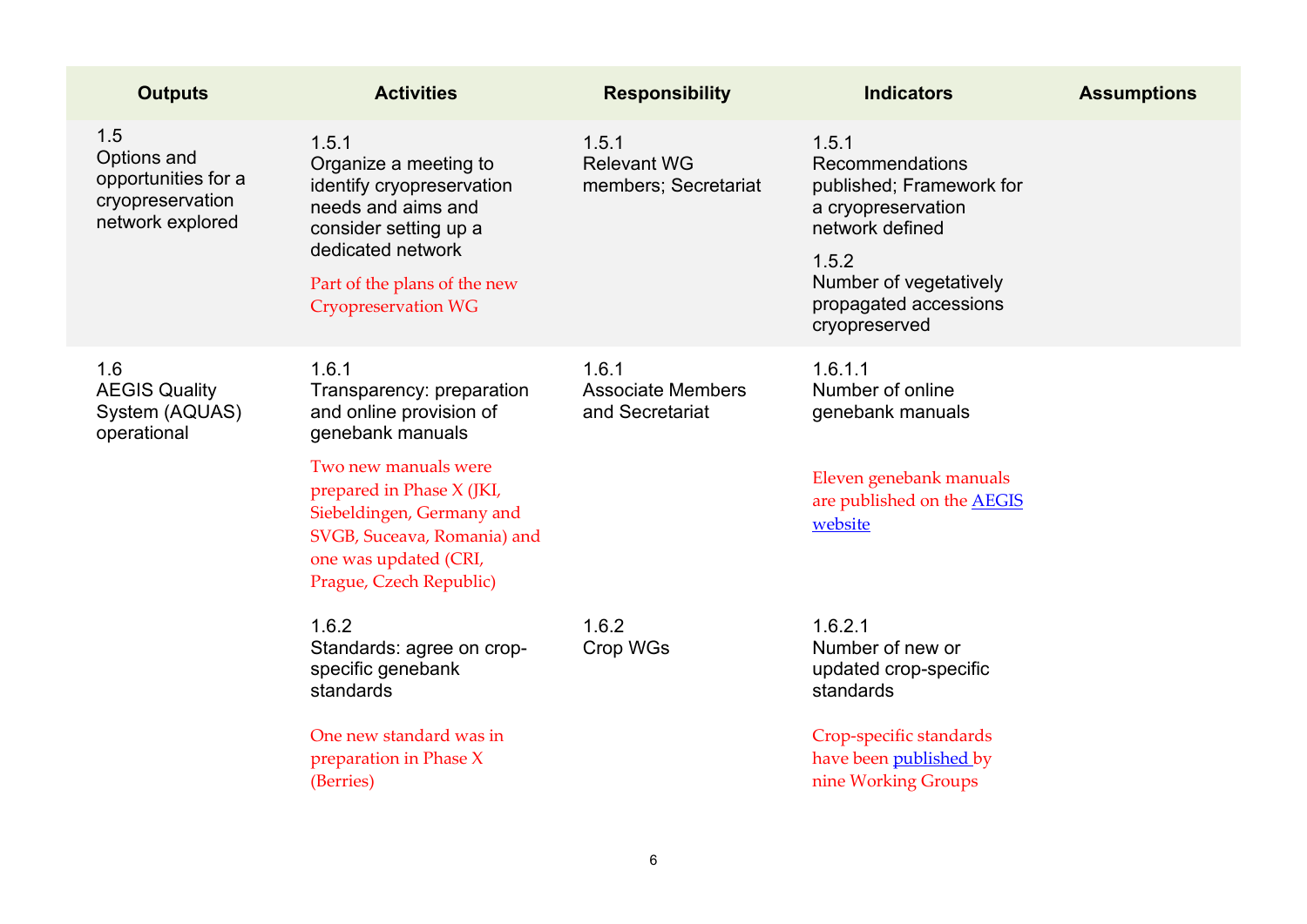| Outputs | Activities | Responsibility | Indicators | Assumptions |
|---|---|---|---|---|
| 1.5<br>Options and opportunities for a cryopreservation network explored | 1.5.1<br>Organize a meeting to identify cryopreservation needs and aims and consider setting up a dedicated network<br><br>Part of the plans of the new Cryopreservation WG | 1.5.1<br>Relevant WG members; Secretariat | 1.5.1<br>Recommendations published; Framework for a cryopreservation network defined<br><br>1.5.2<br>Number of vegetatively propagated accessions cryopreserved | |
| 1.6<br>AEGIS Quality System (AQUAS) operational | 1.6.1<br>Transparency: preparation and online provision of genebank manuals<br><br>Two new manuals were prepared in Phase X (JKI, Siebeldingen, Germany and SVGB, Suceava, Romania) and one was updated (CRI, Prague, Czech Republic) | 1.6.1<br>Associate Members and Secretariat | 1.6.1.1<br>Number of online genebank manuals<br><br>Eleven genebank manuals are published on the AEGIS website | |
| | 1.6.2<br>Standards: agree on crop-specific genebank standards<br><br>One new standard was in preparation in Phase X (Berries) | 1.6.2<br>Crop WGs | 1.6.2.1<br>Number of new or updated crop-specific standards<br><br>Crop-specific standards have been published by nine Working Groups | |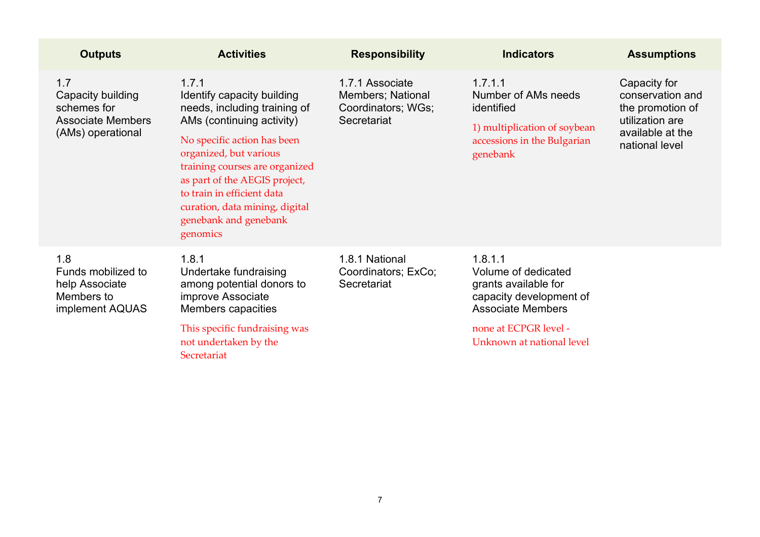| Outputs | Activities | Responsibility | Indicators | Assumptions |
|---|---|---|---|---|
| 1.7<br>Capacity building schemes for Associate Members (AMs) operational | 1.7.1<br>Identify capacity building needs, including training of AMs (continuing activity)<br>No specific action has been organized, but various training courses are organized as part of the AEGIS project, to train in efficient data curation, data mining, digital genebank and genebank genomics | 1.7.1 Associate Members; National Coordinators; WGs; Secretariat | 1.7.1.1<br>Number of AMs needs identified<br>1) multiplication of soybean accessions in the Bulgarian genebank | Capacity for conservation and the promotion of utilization are available at the national level |
| 1.8<br>Funds mobilized to help Associate Members to implement AQUAS | 1.8.1<br>Undertake fundraising among potential donors to improve Associate Members capacities<br>This specific fundraising was not undertaken by the Secretariat | 1.8.1 National Coordinators; ExCo; Secretariat | 1.8.1.1<br>Volume of dedicated grants available for capacity development of Associate Members<br>none at ECPGR level - Unknown at national level | |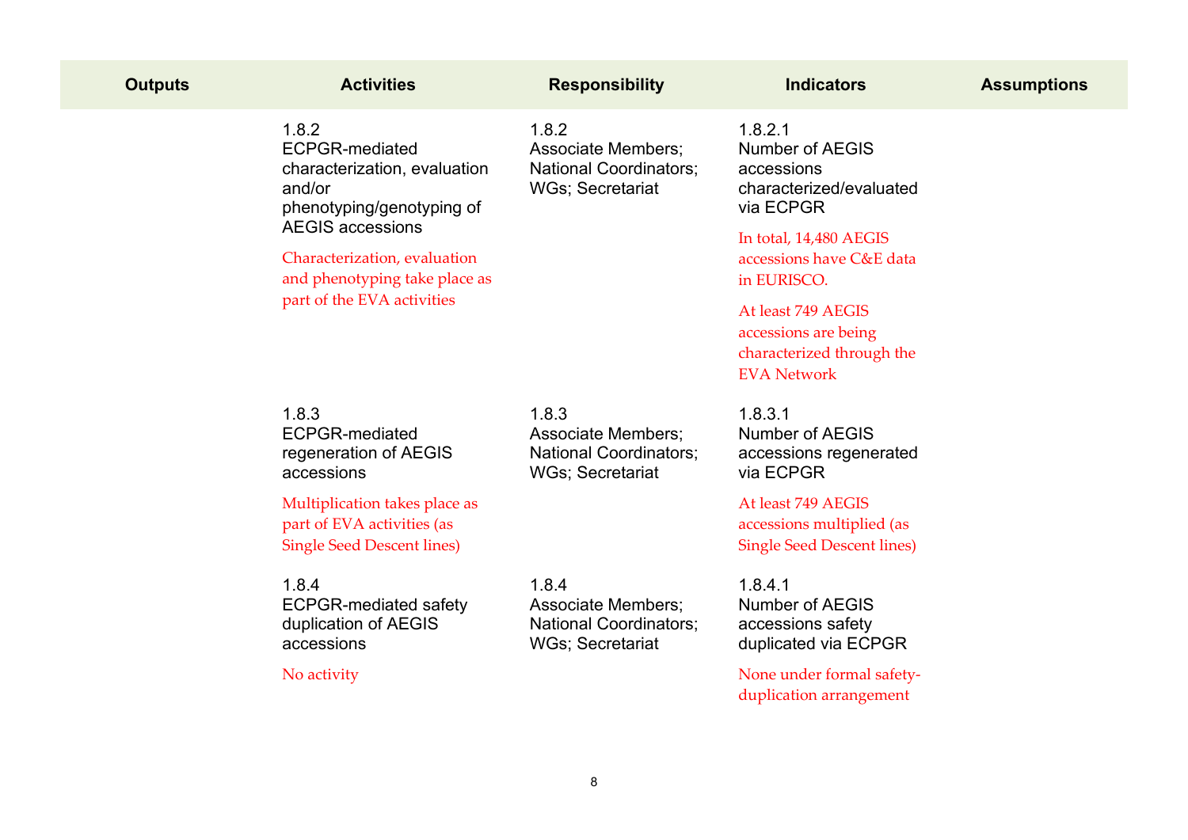| Outputs | Activities | Responsibility | Indicators | Assumptions |
|---|---|---|---|---|
| | 1.8.2<br>ECPGR-mediated characterization, evaluation and/or phenotyping/genotyping of AEGIS accessions<br><br>Characterization, evaluation and phenotyping take place as part of the EVA activities | 1.8.2<br>Associate Members; National Coordinators; WGs; Secretariat | 1.8.2.1<br>Number of AEGIS accessions characterized/evaluated via ECPGR<br><br>In total, 14,480 AEGIS accessions have C&E data in EURISCO.<br><br>At least 749 AEGIS accessions are being characterized through the EVA Network | |
| | 1.8.3<br>ECPGR-mediated regeneration of AEGIS accessions<br><br>Multiplication takes place as part of EVA activities (as Single Seed Descent lines) | 1.8.3<br>Associate Members; National Coordinators; WGs; Secretariat | 1.8.3.1<br>Number of AEGIS accessions regenerated via ECPGR<br><br>At least 749 AEGIS accessions multiplied (as Single Seed Descent lines) | |
| | 1.8.4<br>ECPGR-mediated safety duplication of AEGIS accessions<br><br>No activity | 1.8.4<br>Associate Members; National Coordinators; WGs; Secretariat | 1.8.4.1<br>Number of AEGIS accessions safety duplicated via ECPGR<br><br>None under formal safety-duplication arrangement | |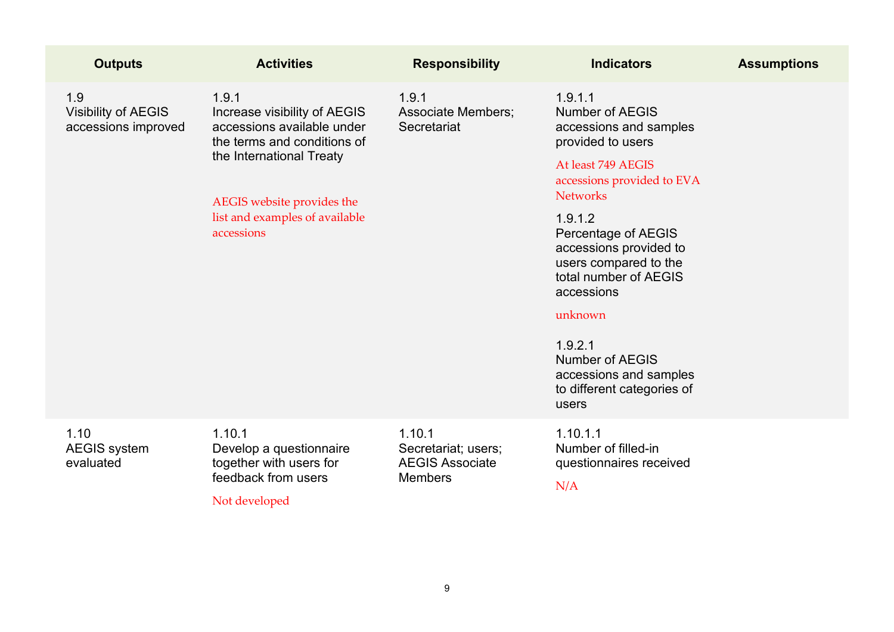| Outputs | Activities | Responsibility | Indicators | Assumptions |
|---|---|---|---|---|
| 1.9<br>Visibility of AEGIS accessions improved | 1.9.1<br>Increase visibility of AEGIS accessions available under the terms and conditions of the International Treaty<br><br>AEGIS website provides the list and examples of available accessions | 1.9.1<br>Associate Members; Secretariat | 1.9.1.1<br>Number of AEGIS accessions and samples provided to users<br><br>At least 749 AEGIS accessions provided to EVA Networks<br><br>1.9.1.2<br>Percentage of AEGIS accessions provided to users compared to the total number of AEGIS accessions<br><br>unknown<br><br>1.9.2.1<br>Number of AEGIS accessions and samples to different categories of users | |
| 1.10<br>AEGIS system evaluated | 1.10.1<br>Develop a questionnaire together with users for feedback from users<br><br>Not developed | 1.10.1<br>Secretariat; users; AEGIS Associate Members | 1.10.1.1<br>Number of filled-in questionnaires received<br><br>N/A | |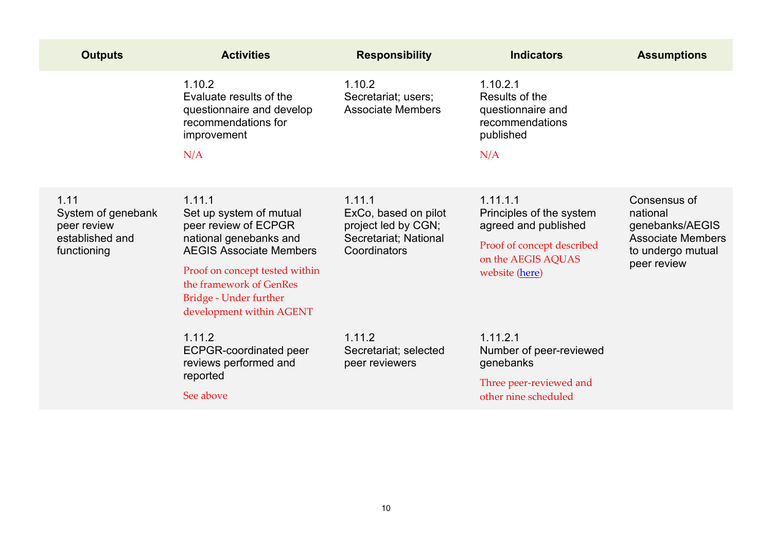| Outputs | Activities | Responsibility | Indicators | Assumptions |
|---|---|---|---|---|
| | 1.10.2 Evaluate results of the questionnaire and develop recommendations for improvement<br>N/A | 1.10.2 Secretariat; users; Associate Members | 1.10.2.1 Results of the questionnaire and recommendations published<br>N/A | |
| 1.11 System of genebank peer review established and functioning | 1.11.1 Set up system of mutual peer review of ECPGR national genebanks and AEGIS Associate Members<br>Proof on concept tested within the framework of GenRes Bridge - Under further development within AGENT | 1.11.1 ExCo, based on pilot project led by CGN; Secretariat; National Coordinators | 1.11.1.1 Principles of the system agreed and published<br>Proof of concept described on the AEGIS AQUAS website (here) | Consensus of national genebanks/AEGIS Associate Members to undergo mutual peer review |
| | 1.11.2 ECPGR-coordinated peer reviews performed and reported<br>See above | 1.11.2 Secretariat; selected peer reviewers | 1.11.2.1 Number of peer-reviewed genebanks<br>Three peer-reviewed and other nine scheduled | |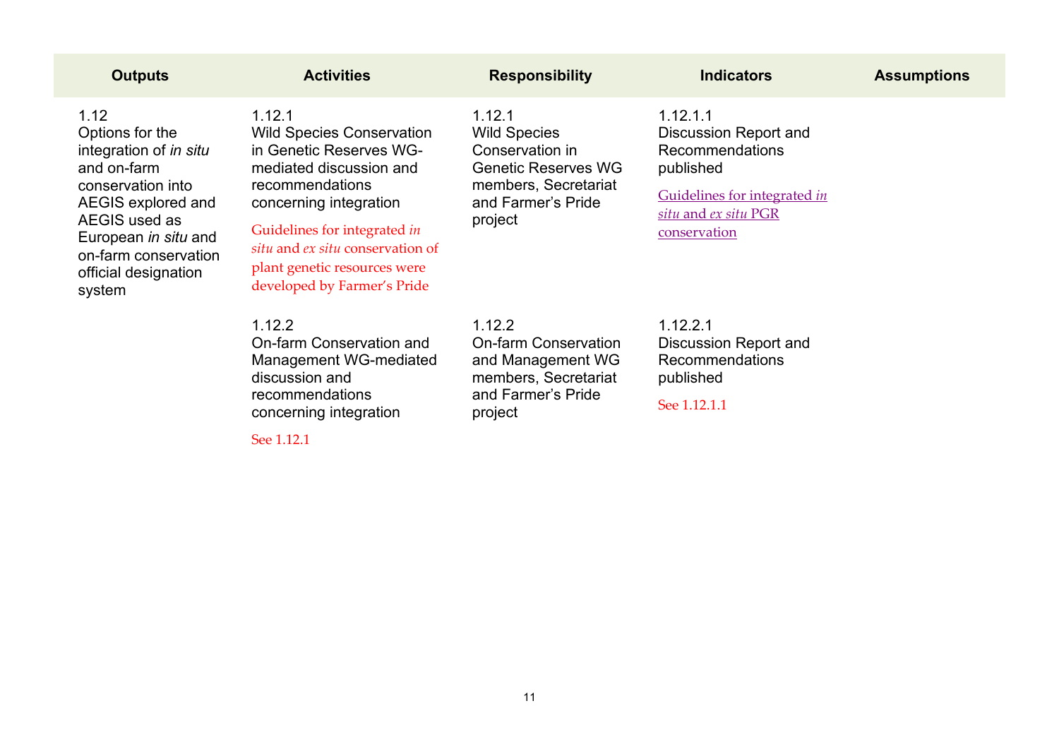| Outputs | Activities | Responsibility | Indicators | Assumptions |
|---|---|---|---|---|
| 1.12 Options for the integration of *in situ* and on-farm conservation into AEGIS explored and AEGIS used as European *in situ* and on-farm conservation official designation system | 1.12.1 Wild Species Conservation in Genetic Reserves WG-mediated discussion and recommendations concerning integration<br><br>Guidelines for integrated *in situ* and *ex situ* conservation of plant genetic resources were developed by Farmer's Pride | 1.12.1 Wild Species Conservation in Genetic Reserves WG members, Secretariat and Farmer's Pride project | 1.12.1.1 Discussion Report and Recommendations published<br><br>Guidelines for integrated *in situ* and *ex situ* PGR conservation | |
| | 1.12.2 On-farm Conservation and Management WG-mediated discussion and recommendations concerning integration<br><br>See 1.12.1 | 1.12.2 On-farm Conservation and Management WG members, Secretariat and Farmer's Pride project | 1.12.2.1 Discussion Report and Recommendations published<br><br>See 1.12.1.1 | |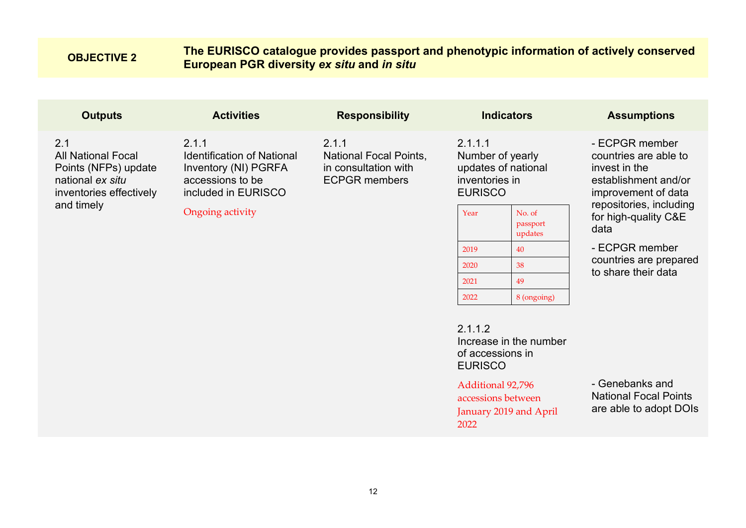| OBJECTIVE 2 | The EURISCO catalogue provides passport and phenotypic information of actively conserved European PGR diversity *ex situ* and *in situ* |
|---|---|

| Outputs | Activities | Responsibility | Indicators | Assumptions |
|---|---|---|---|---|
| 2.1<br>All National Focal Points (NFPs) update national *ex situ* inventories effectively and timely | 2.1.1<br>Identification of National Inventory (NI) PGRFA accessions to be included in EURISCO<br><br>Ongoing activity | 2.1.1<br>National Focal Points, in consultation with ECPGR members | 2.1.1.1<br>Number of yearly updates of national inventories in EURISCO<br><br>Year: No. of passport updates<br>2019: 40<br>2020: 38<br>2021: 49<br>2022: 8 (ongoing) | - ECPGR member countries are able to invest in the establishment and/or improvement of data repositories, including for high-quality C&E data<br><br>- ECPGR member countries are prepared to share their data |
| | | | 2.1.1.2<br>Increase in the number of accessions in EURISCO<br><br>Additional 92,796 accessions between January 2019 and April 2022 | - Genebanks and National Focal Points are able to adopt DOIs |

| Year | No. of passport updates |
|---|---|
| 2019 | 40 |
| 2020 | 38 |
| 2021 | 49 |
| 2022 | 8 (ongoing) |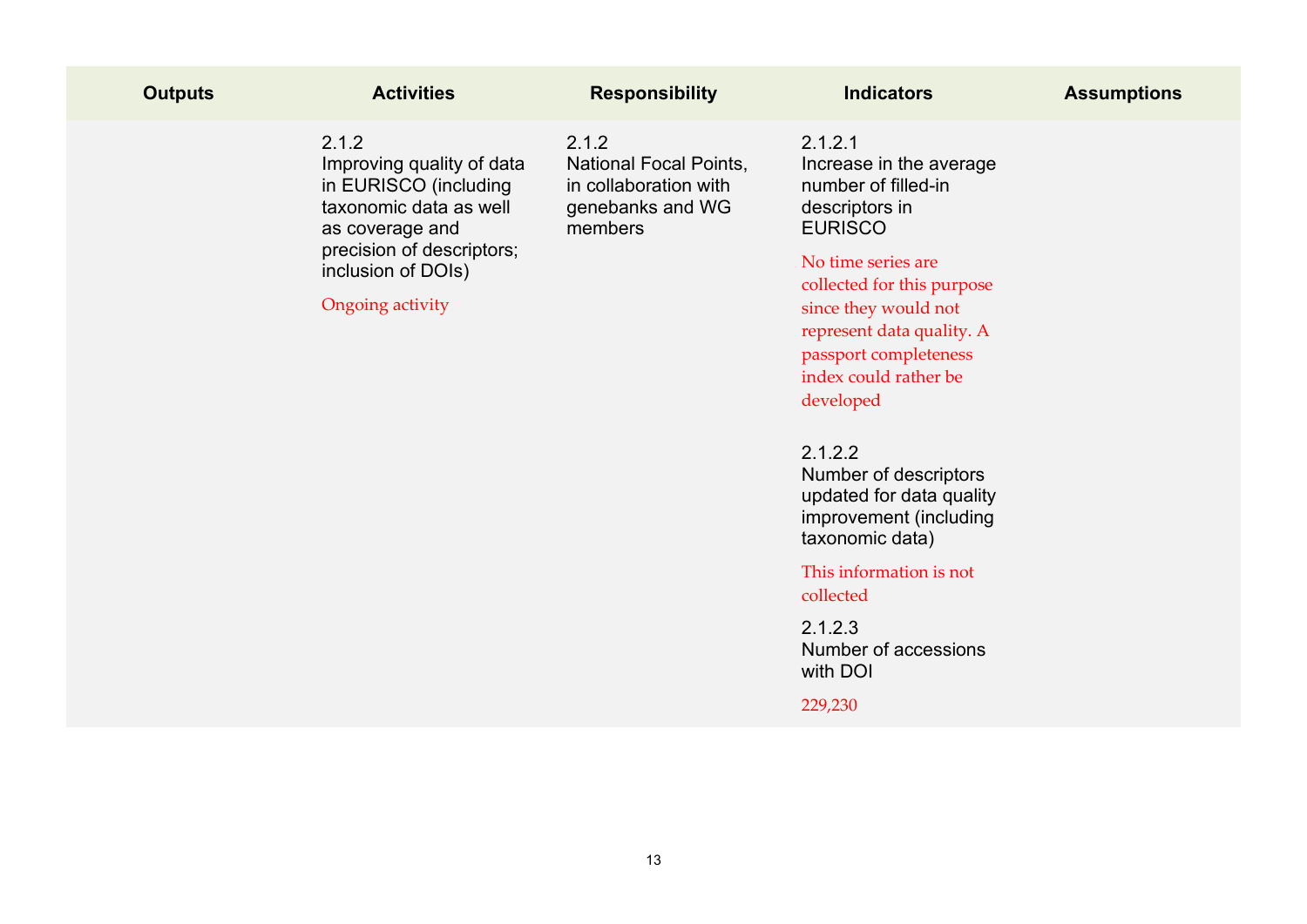| Outputs | Activities | Responsibility | Indicators | Assumptions |
| --- | --- | --- | --- | --- |
| | 2.1.2<br>Improving quality of data in EURISCO (including taxonomic data as well as coverage and precision of descriptors; inclusion of DOIs)<br><br>Ongoing activity | 2.1.2<br>National Focal Points, in collaboration with genebanks and WG members | 2.1.2.1<br>Increase in the average number of filled-in descriptors in EURISCO<br><br>No time series are collected for this purpose since they would not represent data quality. A passport completeness index could rather be developed<br><br>2.1.2.2<br>Number of descriptors updated for data quality improvement (including taxonomic data)<br><br>This information is not collected<br><br>2.1.2.3<br>Number of accessions with DOI<br><br>229,230 | |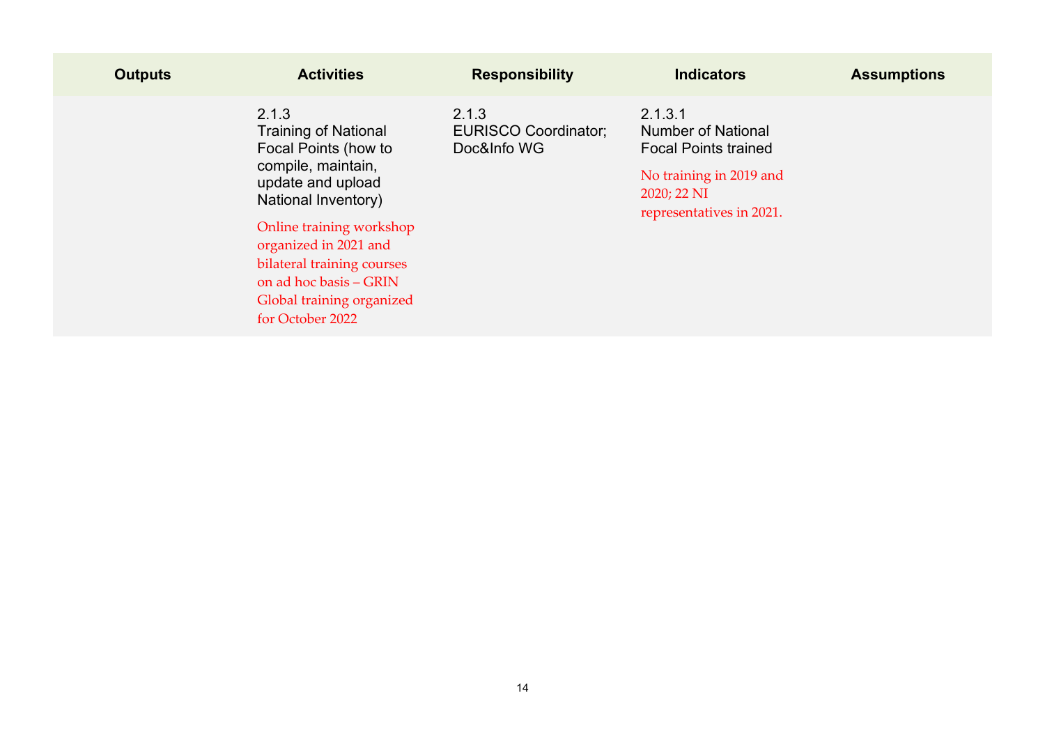| Outputs | Activities | Responsibility | Indicators | Assumptions |
|---|---|---|---|---|
| | 2.1.3<br>Training of National Focal Points (how to compile, maintain, update and upload National Inventory)<br>Online training workshop organized in 2021 and bilateral training courses on ad hoc basis – GRIN Global training organized for October 2022 | 2.1.3<br>EURISCO Coordinator; Doc&Info WG | 2.1.3.1<br>Number of National Focal Points trained<br>No training in 2019 and 2020; 22 NI representatives in 2021. | |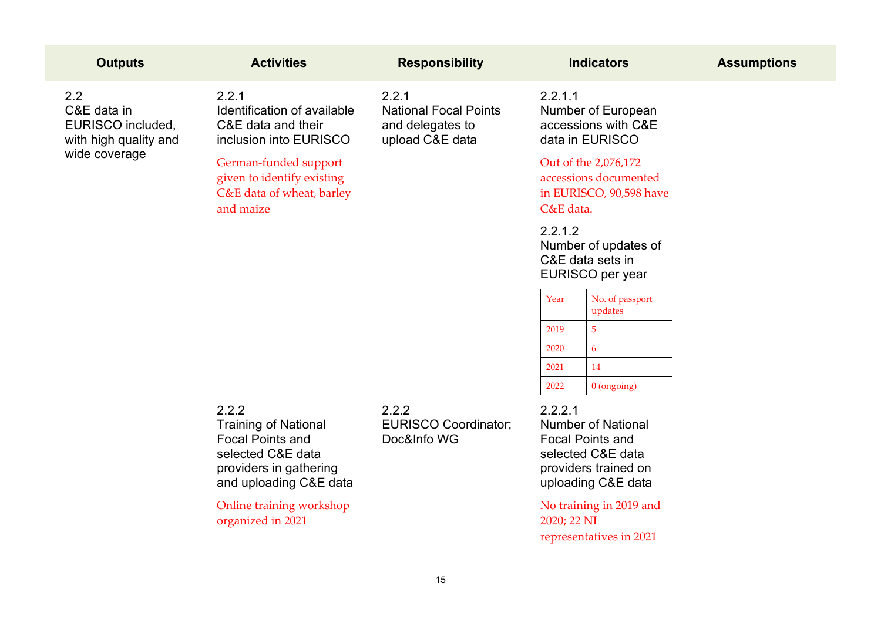| Outputs | Activities | Responsibility | Indicators | Assumptions |
|---|---|---|---|---|
| 2.2<br>C&E data in EURISCO included, with high quality and wide coverage | 2.2.1<br>Identification of available C&E data and their inclusion into EURISCO<br><br>German-funded support given to identify existing C&E data of wheat, barley and maize | 2.2.1<br>National Focal Points and delegates to upload C&E data | 2.2.1.1<br>Number of European accessions with C&E data in EURISCO<br><br>Out of the 2,076,172 accessions documented in EURISCO, 90,598 have C&E data.<br><br>2.2.1.2<br>Number of updates of C&E data sets in EURISCO per year<br><br>Year: No. of passport updates<br>2019: 5<br>2020: 6<br>2021: 14<br>2022: 0 (ongoing) | |
| | 2.2.2<br>Training of National Focal Points and selected C&E data providers in gathering and uploading C&E data<br><br>Online training workshop organized in 2021 | 2.2.2<br>EURISCO Coordinator; Doc&Info WG | 2.2.2.1<br>Number of National Focal Points and selected C&E data providers trained on uploading C&E data<br><br>No training in 2019 and 2020; 22 NI representatives in 2021 | |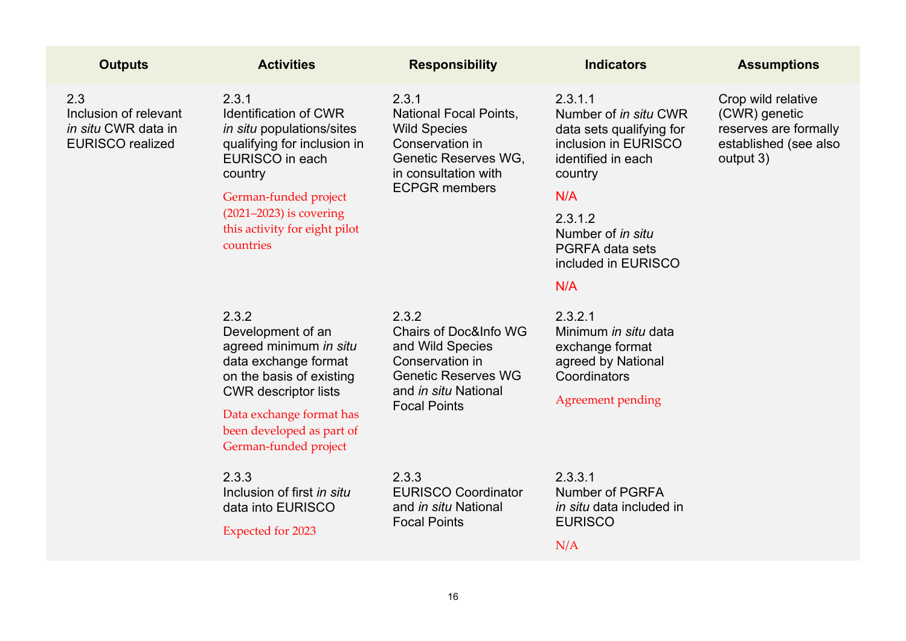| Outputs | Activities | Responsibility | Indicators | Assumptions |
|---|---|---|---|---|
| 2.3<br>Inclusion of relevant *in situ* CWR data in EURISCO realized | 2.3.1<br>Identification of CWR *in situ* populations/sites qualifying for inclusion in EURISCO in each country<br>German-funded project (2021–2023) is covering this activity for eight pilot countries | 2.3.1<br>National Focal Points, Wild Species Conservation in Genetic Reserves WG, in consultation with ECPGR members | 2.3.1.1<br>Number of *in situ* CWR data sets qualifying for inclusion in EURISCO identified in each country<br>N/A<br>2.3.1.2<br>Number of *in situ* PGRFA data sets included in EURISCO<br>N/A | Crop wild relative (CWR) genetic reserves are formally established (see also output 3) |
| | 2.3.2<br>Development of an agreed minimum *in situ* data exchange format on the basis of existing CWR descriptor lists<br>Data exchange format has been developed as part of German-funded project | 2.3.2<br>Chairs of Doc&Info WG and Wild Species Conservation in Genetic Reserves WG and *in situ* National Focal Points | 2.3.2.1<br>Minimum *in situ* data exchange format agreed by National Coordinators<br>Agreement pending | |
| | 2.3.3<br>Inclusion of first *in situ* data into EURISCO<br>Expected for 2023 | 2.3.3<br>EURISCO Coordinator and *in situ* National Focal Points | 2.3.3.1<br>Number of PGRFA *in situ* data included in EURISCO<br>N/A | |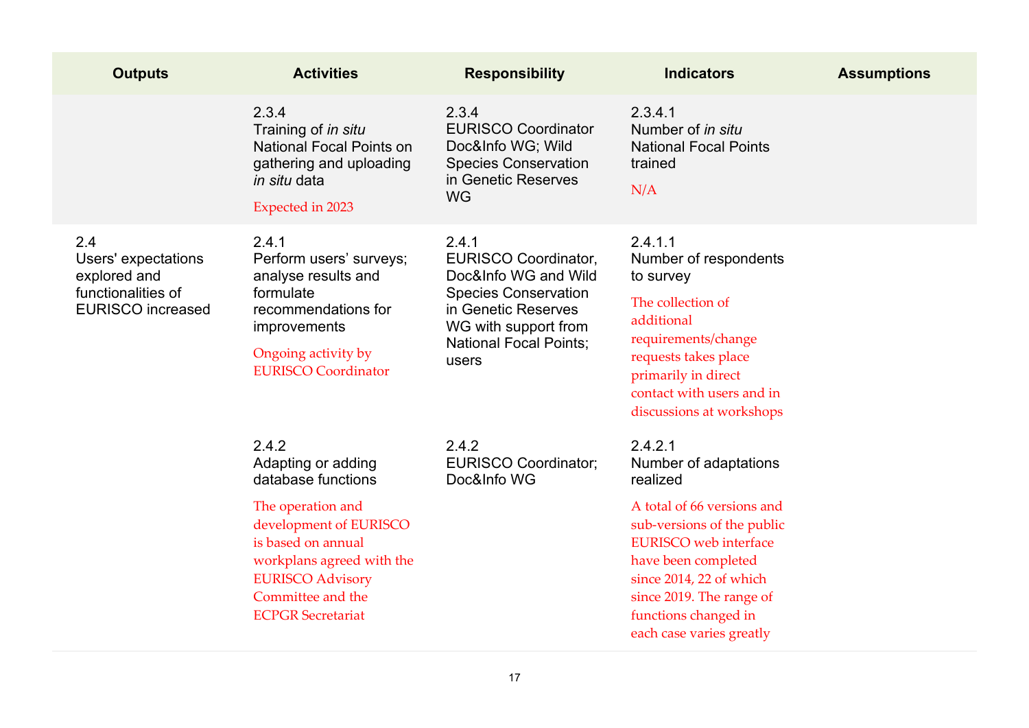| Outputs | Activities | Responsibility | Indicators | Assumptions |
|---|---|---|---|---|
| | 2.3.4<br>Training of *in situ* National Focal Points on gathering and uploading *in situ* data<br>Expected in 2023 | 2.3.4<br>EURISCO Coordinator Doc&Info WG; Wild Species Conservation in Genetic Reserves WG | 2.3.4.1<br>Number of *in situ* National Focal Points trained<br>N/A | |
| 2.4<br>Users' expectations explored and functionalities of EURISCO increased | 2.4.1<br>Perform users' surveys; analyse results and formulate recommendations for improvements<br>Ongoing activity by EURISCO Coordinator | 2.4.1<br>EURISCO Coordinator, Doc&Info WG and Wild Species Conservation in Genetic Reserves WG with support from National Focal Points; users | 2.4.1.1<br>Number of respondents to survey<br>The collection of additional requirements/change requests takes place primarily in direct contact with users and in discussions at workshops | |
| | 2.4.2<br>Adapting or adding database functions<br>The operation and development of EURISCO is based on annual workplans agreed with the EURISCO Advisory Committee and the ECPGR Secretariat | 2.4.2<br>EURISCO Coordinator; Doc&Info WG | 2.4.2.1<br>Number of adaptations realized<br>A total of 66 versions and sub-versions of the public EURISCO web interface have been completed since 2014, 22 of which since 2019. The range of functions changed in each case varies greatly | |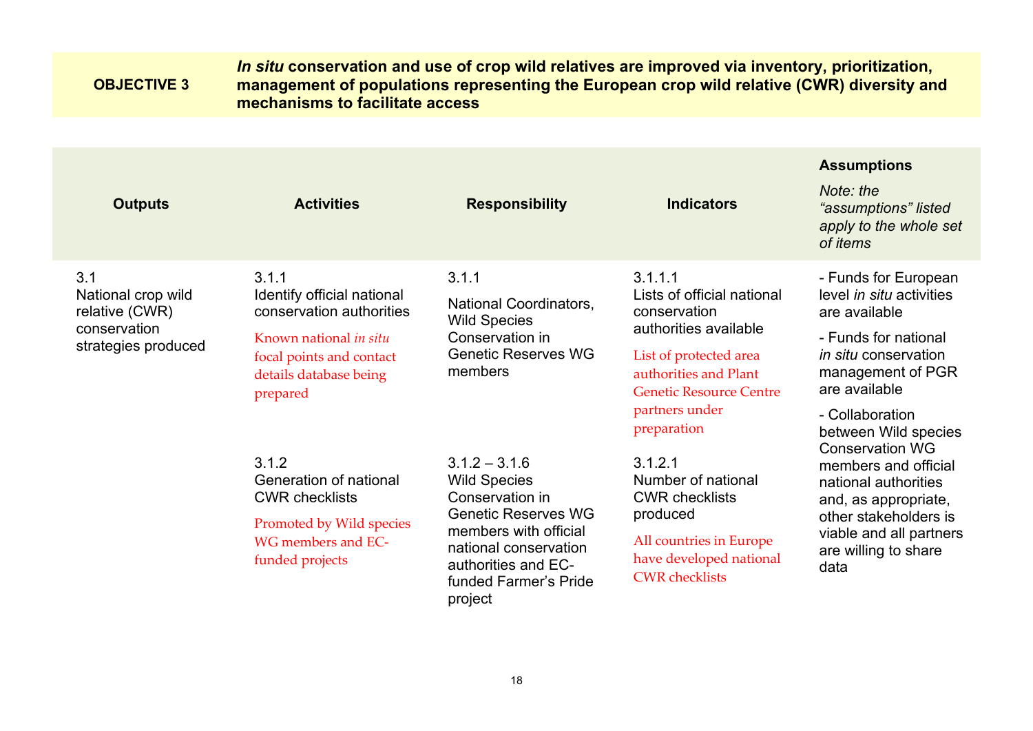| **OBJECTIVE 3** | ***In situ* conservation and use of crop wild relatives are improved via inventory, prioritization, management of populations representing the European crop wild relative (CWR) diversity and mechanisms to facilitate access** |
|---|---|

| Outputs | Activities | Responsibility | Indicators | Assumptions<br>*Note: the "assumptions" listed apply to the whole set of items* |
|---|---|---|---|---|
| 3.1<br>National crop wild relative (CWR) conservation strategies produced | 3.1.1<br>Identify official national conservation authorities<br>Known national *in situ* focal points and contact details database being prepared | 3.1.1<br>National Coordinators, Wild Species Conservation in Genetic Reserves WG members | 3.1.1.1<br>Lists of official national conservation authorities available<br>List of protected area authorities and Plant Genetic Resource Centre partners under preparation | - Funds for European level *in situ* activities are available<br>- Funds for national *in situ* conservation management of PGR are available<br>- Collaboration between Wild species Conservation WG members and official national authorities and, as appropriate, other stakeholders is viable and all partners are willing to share data |
| | 3.1.2<br>Generation of national CWR checklists<br>Promoted by Wild species WG members and EC-funded projects | 3.1.2 – 3.1.6<br>Wild Species Conservation in Genetic Reserves WG members with official national conservation authorities and EC-funded Farmer's Pride project | 3.1.2.1<br>Number of national CWR checklists produced<br>All countries in Europe have developed national CWR checklists | |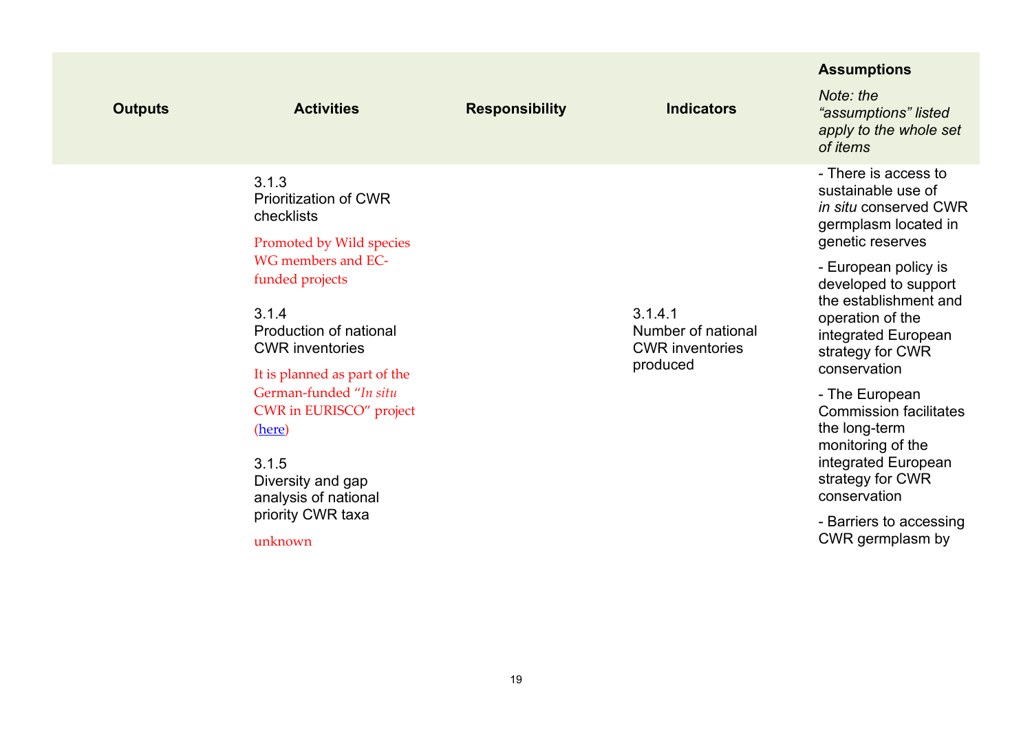| Outputs | Activities | Responsibility | Indicators | **Assumptions** *Note: the "assumptions" listed apply to the whole set of items* |
|---|---|---|---|---|
| | 3.1.3 Prioritization of CWR checklists<br><br>Promoted by Wild species WG members and EC-funded projects | | | - There is access to sustainable use of *in situ* conserved CWR germplasm located in genetic reserves<br><br>- European policy is developed to support the establishment and operation of the integrated European strategy for CWR conservation<br><br>- The European Commission facilitates the long-term monitoring of the integrated European strategy for CWR conservation<br><br>- Barriers to accessing CWR germplasm by |
| | 3.1.4 Production of national CWR inventories<br><br>It is planned as part of the German-funded "*In situ* CWR in EURISCO" project (here) | | 3.1.4.1 Number of national CWR inventories produced | |
| | 3.1.5 Diversity and gap analysis of national priority CWR taxa<br><br>unknown | | | |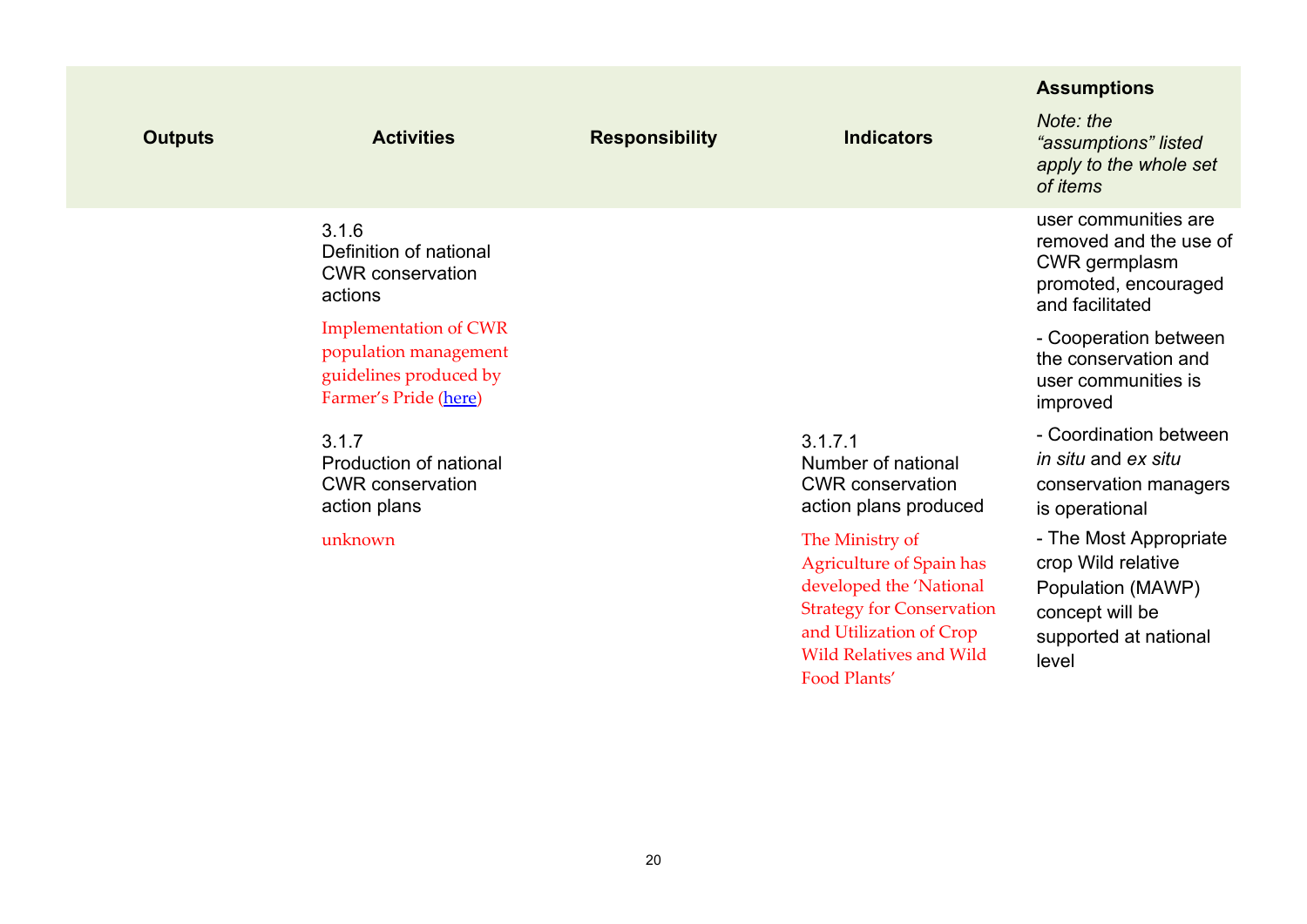| Outputs | Activities | Responsibility | Indicators | Assumptions<br>*Note: the "assumptions" listed apply to the whole set of items* |
|---|---|---|---|---|
| | 3.1.6<br>Definition of national CWR conservation actions<br>Implementation of CWR population management guidelines produced by Farmer's Pride (here) | | | user communities are removed and the use of CWR germplasm promoted, encouraged and facilitated<br>- Cooperation between the conservation and user communities is improved |
| | 3.1.7<br>Production of national CWR conservation action plans<br>unknown | | 3.1.7.1<br>Number of national CWR conservation action plans produced<br>The Ministry of Agriculture of Spain has developed the 'National Strategy for Conservation and Utilization of Crop Wild Relatives and Wild Food Plants' | - Coordination between *in situ* and *ex situ* conservation managers is operational<br>- The Most Appropriate crop Wild relative Population (MAWP) concept will be supported at national level |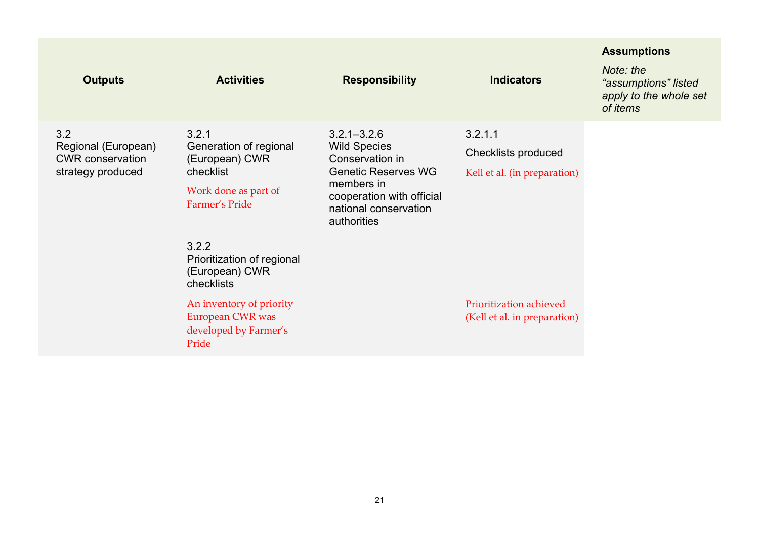| Outputs | Activities | Responsibility | Indicators | **Assumptions** *Note: the "assumptions" listed apply to the whole set of items* |
|---|---|---|---|---|
| 3.2 Regional (European) CWR conservation strategy produced | 3.2.1 Generation of regional (European) CWR checklist<br>Work done as part of Farmer's Pride | 3.2.1–3.2.6 Wild Species Conservation in Genetic Reserves WG members in cooperation with official national conservation authorities | 3.2.1.1 Checklists produced<br>Kell et al. (in preparation) | |
| | 3.2.2 Prioritization of regional (European) CWR checklists<br>An inventory of priority European CWR was developed by Farmer's Pride | | Prioritization achieved (Kell et al. in preparation) | |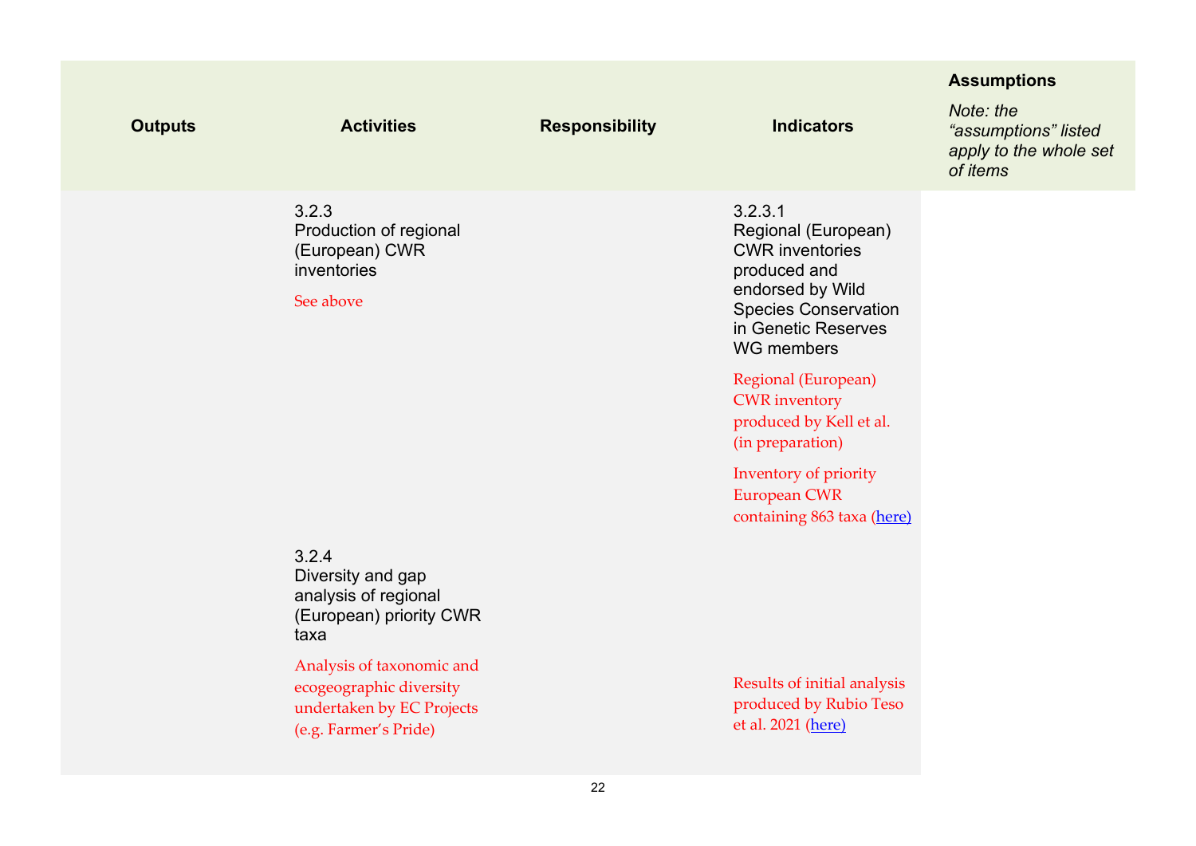| Outputs | Activities | Responsibility | Indicators | **Assumptions** *Note: the "assumptions" listed apply to the whole set of items* |
|---|---|---|---|---|
| | 3.2.3 Production of regional (European) CWR inventories<br><br>See above | | 3.2.3.1 Regional (European) CWR inventories produced and endorsed by Wild Species Conservation in Genetic Reserves WG members<br><br>Regional (European) CWR inventory produced by Kell et al. (in preparation)<br><br>Inventory of priority European CWR containing 863 taxa (here) | |
| | 3.2.4 Diversity and gap analysis of regional (European) priority CWR taxa<br><br>Analysis of taxonomic and ecogeographic diversity undertaken by EC Projects (e.g. Farmer's Pride) | | Results of initial analysis produced by Rubio Teso et al. 2021 (here) | |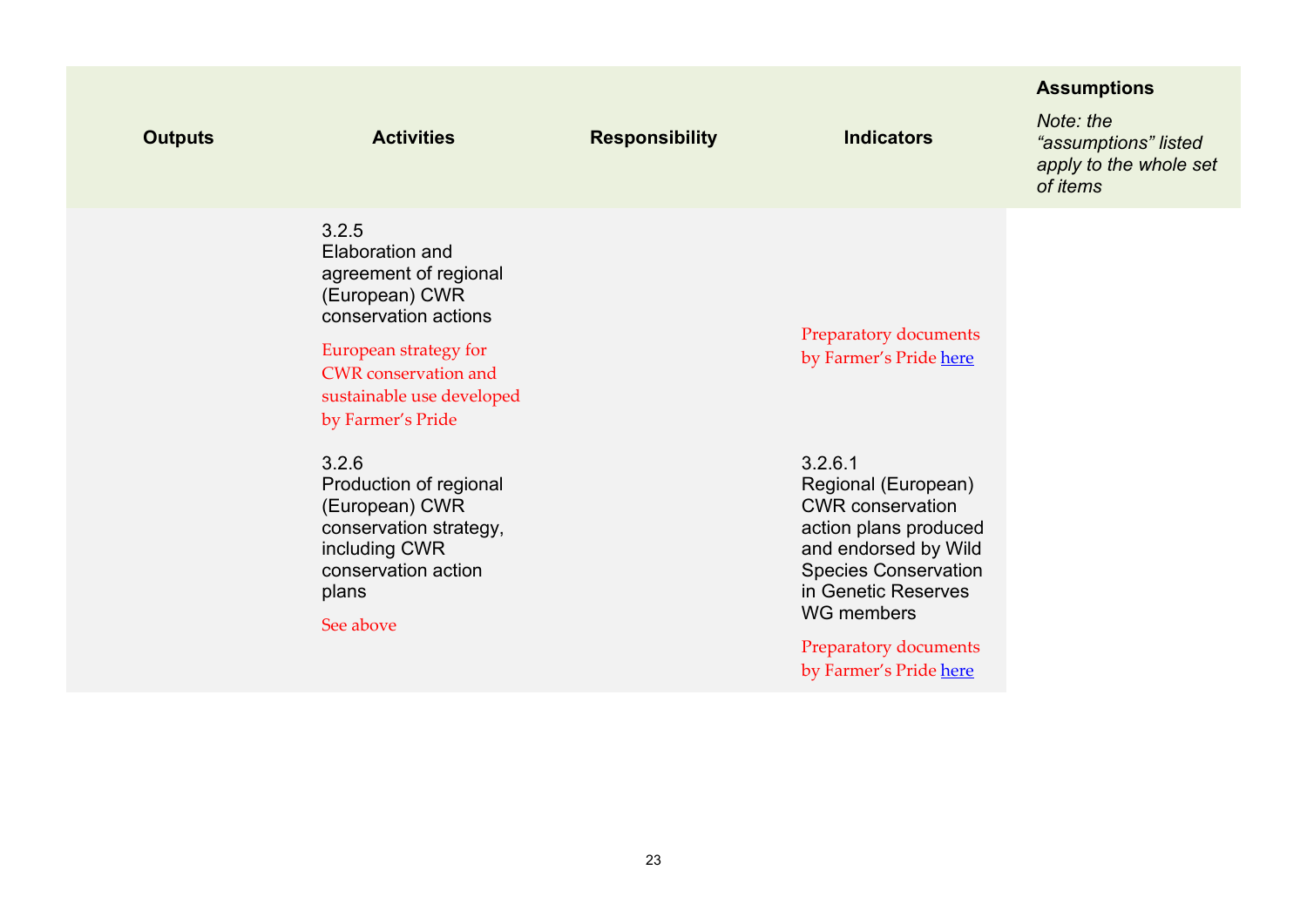| Outputs | Activities | Responsibility | Indicators | **Assumptions** *Note: the "assumptions" listed apply to the whole set of items* |
|---|---|---|---|---|
| | 3.2.5 Elaboration and agreement of regional (European) CWR conservation actions<br><br>European strategy for CWR conservation and sustainable use developed by Farmer's Pride | | Preparatory documents by Farmer's Pride here | |
| | 3.2.6 Production of regional (European) CWR conservation strategy, including CWR conservation action plans<br><br>See above | | 3.2.6.1 Regional (European) CWR conservation action plans produced and endorsed by Wild Species Conservation in Genetic Reserves WG members<br><br>Preparatory documents by Farmer's Pride here | |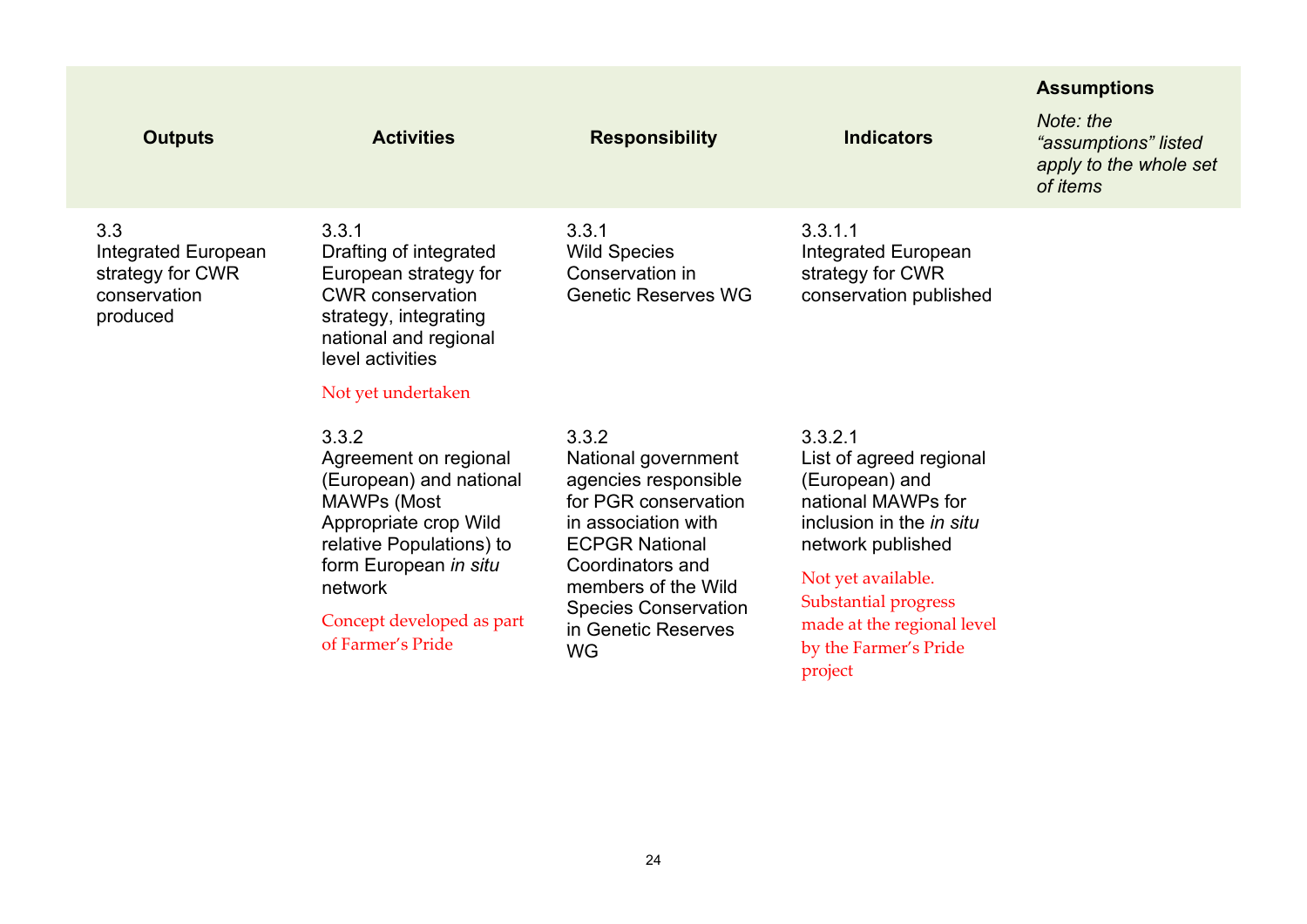| Outputs | Activities | Responsibility | Indicators | **Assumptions** *Note: the "assumptions" listed apply to the whole set of items* |
|---|---|---|---|---|
| 3.3 Integrated European strategy for CWR conservation produced | 3.3.1 Drafting of integrated European strategy for CWR conservation strategy, integrating national and regional level activities<br><br>Not yet undertaken | 3.3.1 Wild Species Conservation in Genetic Reserves WG | 3.3.1.1 Integrated European strategy for CWR conservation published | |
| | 3.3.2 Agreement on regional (European) and national MAWPs (Most Appropriate crop Wild relative Populations) to form European *in situ* network<br><br>Concept developed as part of Farmer's Pride | 3.3.2 National government agencies responsible for PGR conservation in association with ECPGR National Coordinators and members of the Wild Species Conservation in Genetic Reserves WG | 3.3.2.1 List of agreed regional (European) and national MAWPs for inclusion in the *in situ* network published<br><br>Not yet available. Substantial progress made at the regional level by the Farmer's Pride project | |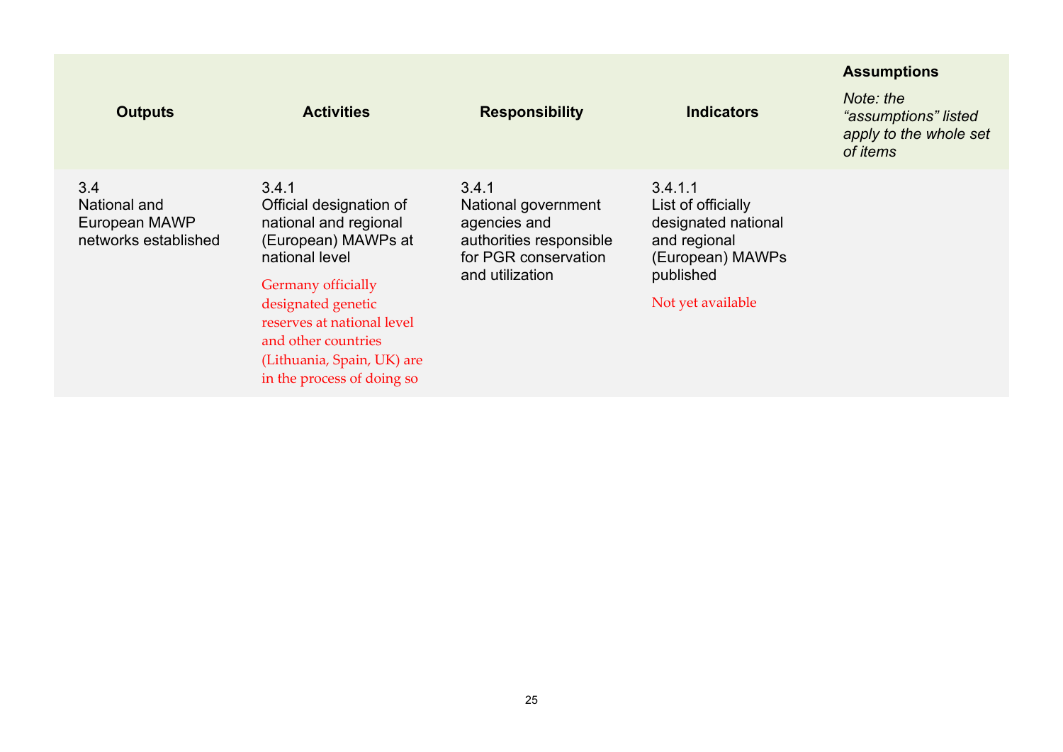| Outputs | Activities | Responsibility | Indicators | **Assumptions** *Note: the "assumptions" listed apply to the whole set of items* |
|---|---|---|---|---|
| 3.4 National and European MAWP networks established | 3.4.1 Official designation of national and regional (European) MAWPs at national level Germany officially designated genetic reserves at national level and other countries (Lithuania, Spain, UK) are in the process of doing so | 3.4.1 National government agencies and authorities responsible for PGR conservation and utilization | 3.4.1.1 List of officially designated national and regional (European) MAWPs published Not yet available | |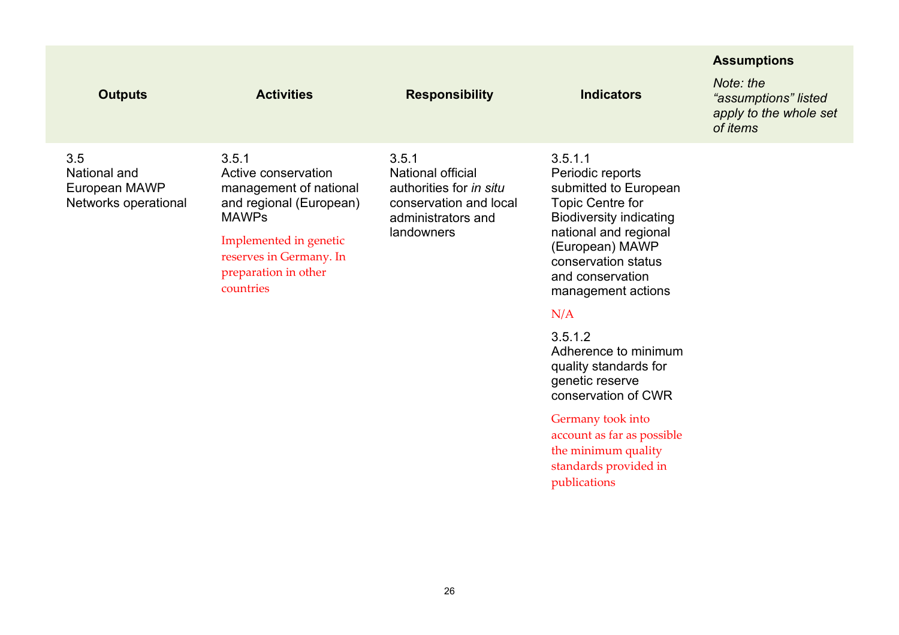| Outputs | Activities | Responsibility | Indicators | **Assumptions**<br>*Note: the "assumptions" listed apply to the whole set of items* |
|---|---|---|---|---|
| 3.5<br>National and European MAWP Networks operational | 3.5.1<br>Active conservation management of national and regional (European) MAWPs<br><br>Implemented in genetic reserves in Germany. In preparation in other countries | 3.5.1<br>National official authorities for *in situ* conservation and local administrators and landowners | 3.5.1.1<br>Periodic reports submitted to European Topic Centre for Biodiversity indicating national and regional (European) MAWP conservation status and conservation management actions<br><br>N/A<br><br>3.5.1.2<br>Adherence to minimum quality standards for genetic reserve conservation of CWR<br><br>Germany took into account as far as possible the minimum quality standards provided in publications | |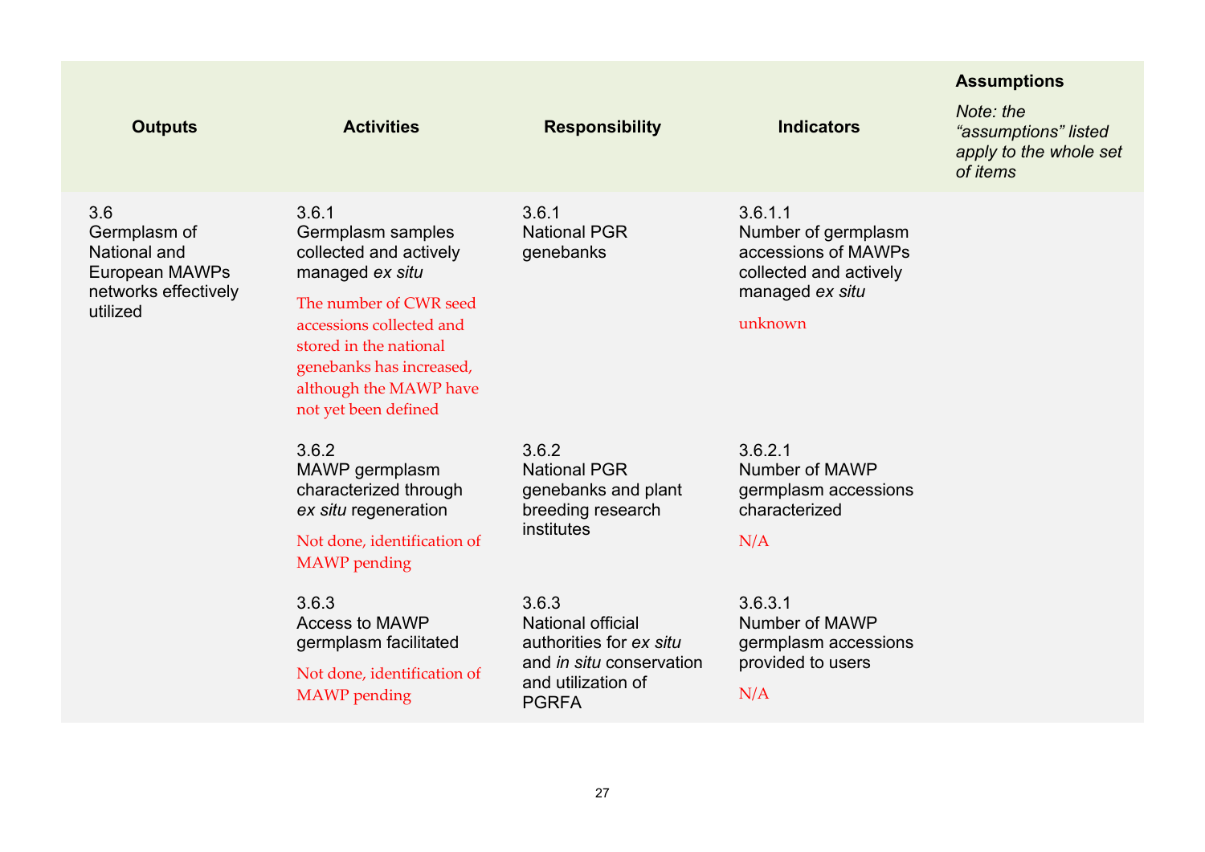| Outputs | Activities | Responsibility | Indicators | **Assumptions**<br>*Note: the "assumptions" listed apply to the whole set of items* |
|---|---|---|---|---|
| 3.6<br>Germplasm of National and European MAWPs networks effectively utilized | 3.6.1<br>Germplasm samples collected and actively managed *ex situ*<br>The number of CWR seed accessions collected and stored in the national genebanks has increased, although the MAWP have not yet been defined | 3.6.1<br>National PGR genebanks | 3.6.1.1<br>Number of germplasm accessions of MAWPs collected and actively managed *ex situ*<br>unknown | |
| | 3.6.2<br>MAWP germplasm characterized through *ex situ* regeneration<br>Not done, identification of MAWP pending | 3.6.2<br>National PGR genebanks and plant breeding research institutes | 3.6.2.1<br>Number of MAWP germplasm accessions characterized<br>N/A | |
| | 3.6.3<br>Access to MAWP germplasm facilitated<br>Not done, identification of MAWP pending | 3.6.3<br>National official authorities for *ex situ* and *in situ* conservation and utilization of PGRFA | 3.6.3.1<br>Number of MAWP germplasm accessions provided to users<br>N/A | |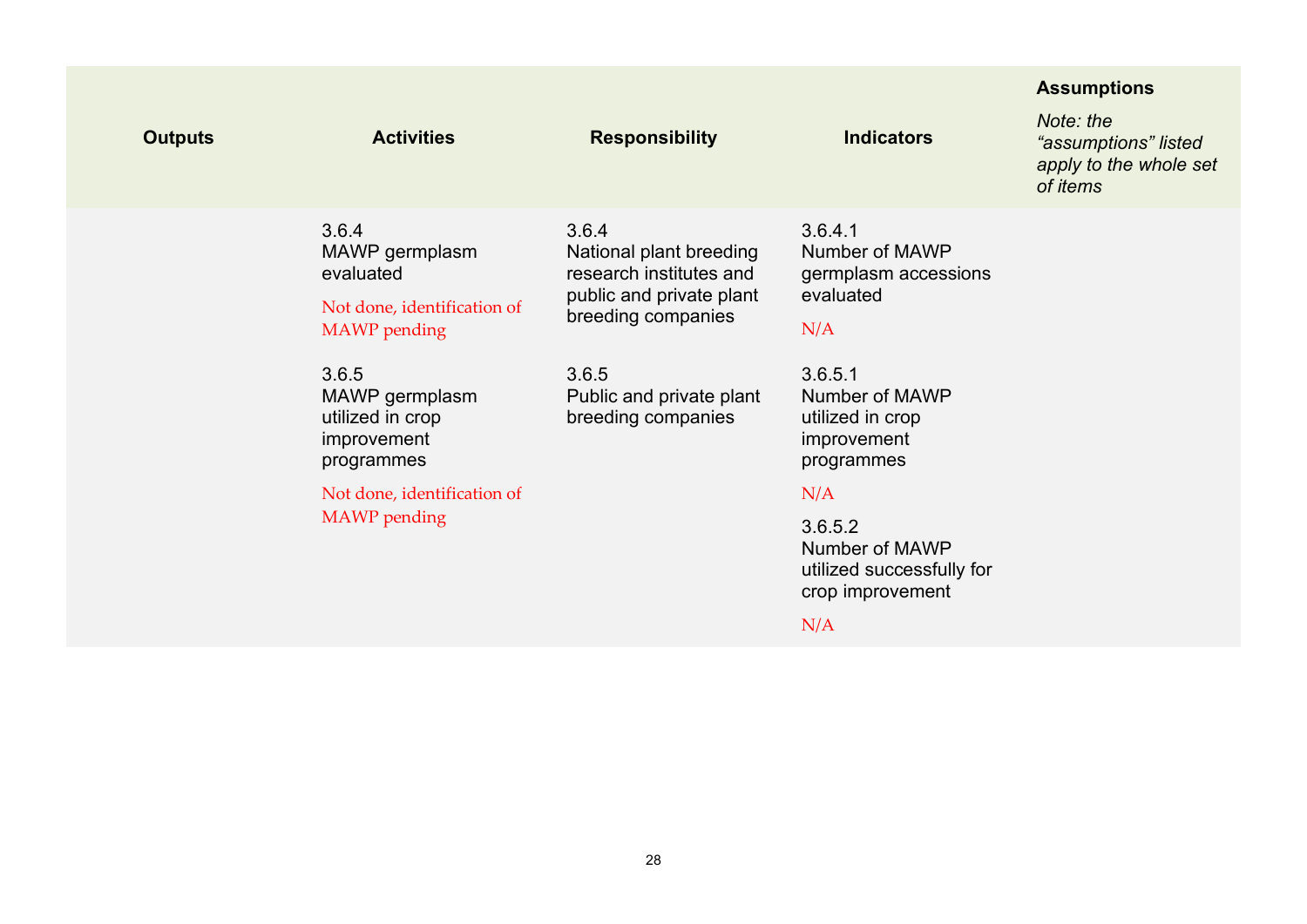| Outputs | Activities | Responsibility | Indicators | **Assumptions** *Note: the "assumptions" listed apply to the whole set of items* |
|---|---|---|---|---|
| | 3.6.4 MAWP germplasm evaluated<br><br>Not done, identification of MAWP pending | 3.6.4 National plant breeding research institutes and public and private plant breeding companies | 3.6.4.1 Number of MAWP germplasm accessions evaluated<br><br>N/A | |
| | 3.6.5 MAWP germplasm utilized in crop improvement programmes<br><br>Not done, identification of MAWP pending | 3.6.5 Public and private plant breeding companies | 3.6.5.1 Number of MAWP utilized in crop improvement programmes<br><br>N/A<br><br>3.6.5.2 Number of MAWP utilized successfully for crop improvement<br><br>N/A | |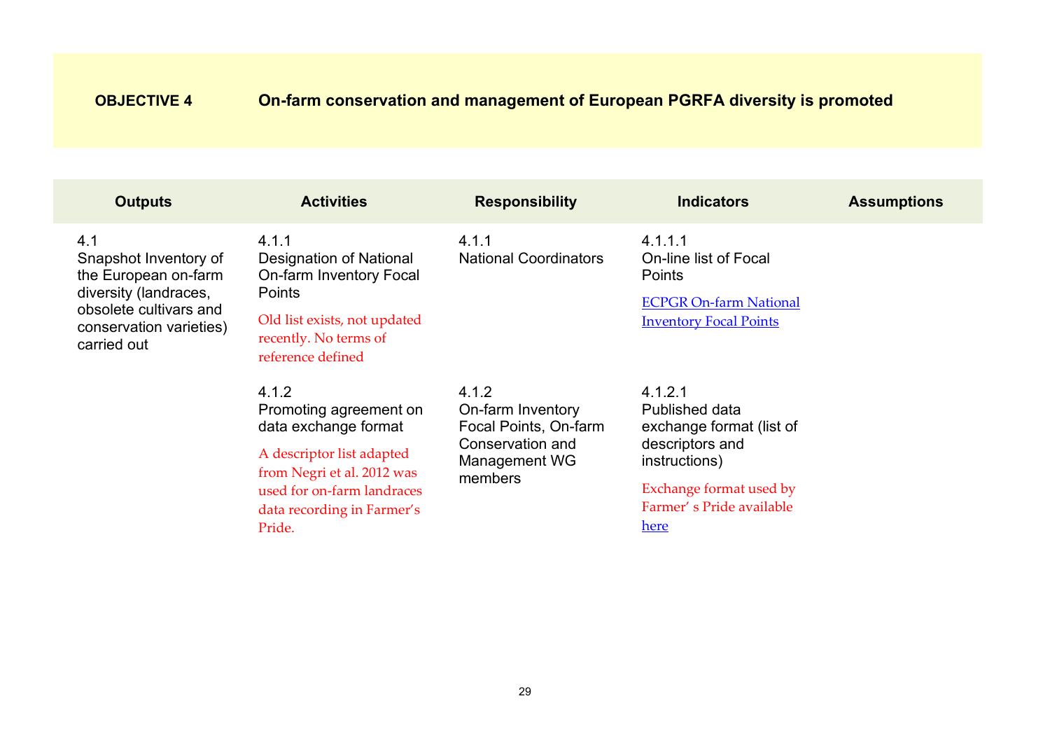**OBJECTIVE 4** **On-farm conservation and management of European PGRFA diversity is promoted**

| Outputs | Activities | Responsibility | Indicators | Assumptions |
|---|---|---|---|---|
| 4.1<br>Snapshot Inventory of the European on-farm diversity (landraces, obsolete cultivars and conservation varieties) carried out | 4.1.1<br>Designation of National On-farm Inventory Focal Points<br>Old list exists, not updated recently. No terms of reference defined | 4.1.1<br>National Coordinators | 4.1.1.1<br>On-line list of Focal Points<br>ECPGR On-farm National Inventory Focal Points | |
| | 4.1.2<br>Promoting agreement on data exchange format<br>A descriptor list adapted from Negri et al. 2012 was used for on-farm landraces data recording in Farmer's Pride. | 4.1.2<br>On-farm Inventory Focal Points, On-farm Conservation and Management WG members | 4.1.2.1<br>Published data exchange format (list of descriptors and instructions)<br>Exchange format used by Farmer' s Pride available here | |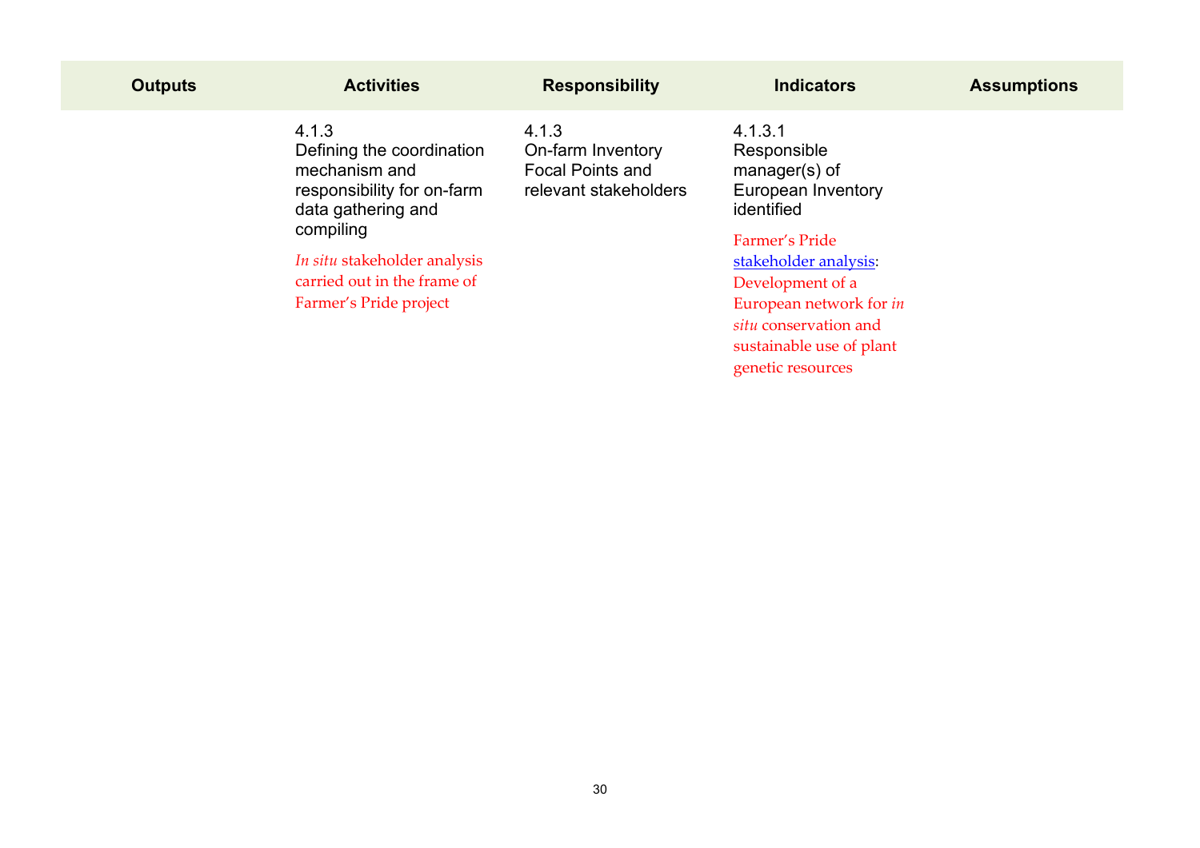| Outputs | Activities | Responsibility | Indicators | Assumptions |
|---|---|---|---|---|
| | 4.1.3<br>Defining the coordination mechanism and responsibility for on-farm data gathering and compiling<br><br>*In situ* stakeholder analysis carried out in the frame of Farmer's Pride project | 4.1.3<br>On-farm Inventory Focal Points and relevant stakeholders | 4.1.3.1<br>Responsible manager(s) of European Inventory identified<br><br>Farmer's Pride stakeholder analysis: Development of a European network for *in situ* conservation and sustainable use of plant genetic resources | |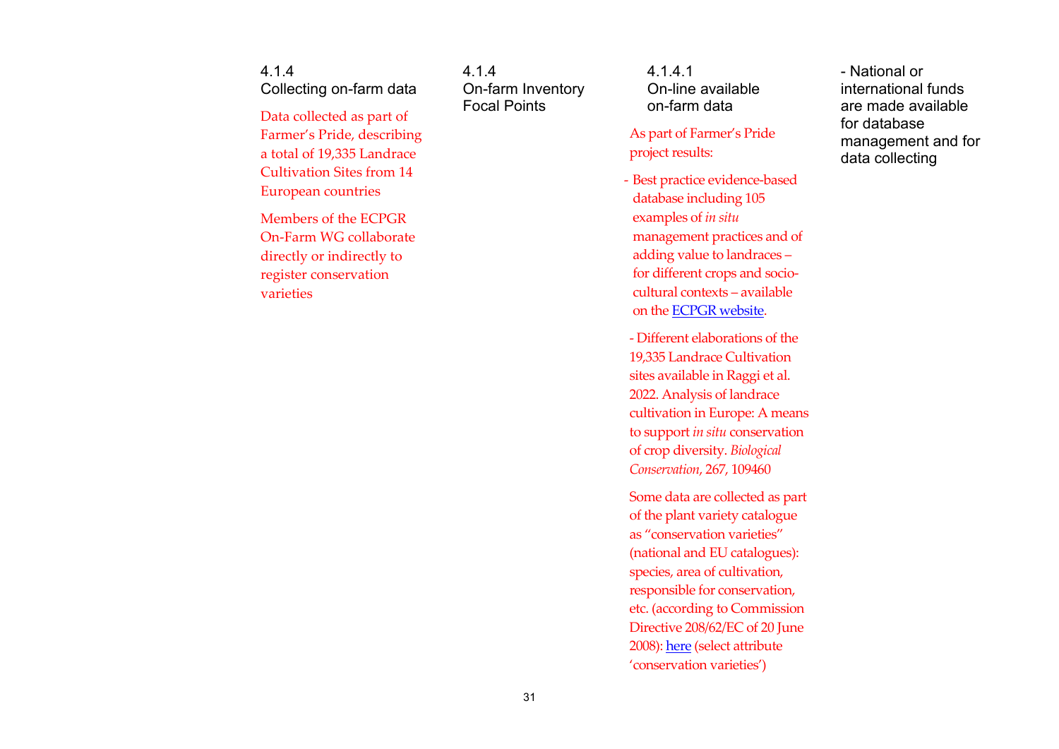| 4.1.4 Collecting on-farm data | 4.1.4 On-farm Inventory Focal Points | 4.1.4.1 On-line available on-farm data | - National or international funds are made available for database management and for data collecting |
|---|---|---|---|
| Data collected as part of Farmer's Pride, describing a total of 19,335 Landrace Cultivation Sites from 14 European countries<br><br>Members of the ECPGR On-Farm WG collaborate directly or indirectly to register conservation varieties | | As part of Farmer's Pride project results:<br><br>- Best practice evidence-based database including 105 examples of *in situ* management practices and of adding value to landraces – for different crops and socio-cultural contexts – available on the ECPGR website.<br><br>- Different elaborations of the 19,335 Landrace Cultivation sites available in Raggi et al. 2022. Analysis of landrace cultivation in Europe: A means to support *in situ* conservation of crop diversity. *Biological Conservation*, 267, 109460<br><br>Some data are collected as part of the plant variety catalogue as "conservation varieties" (national and EU catalogues): species, area of cultivation, responsible for conservation, etc. (according to Commission Directive 208/62/EC of 20 June 2008): here (select attribute 'conservation varieties') | |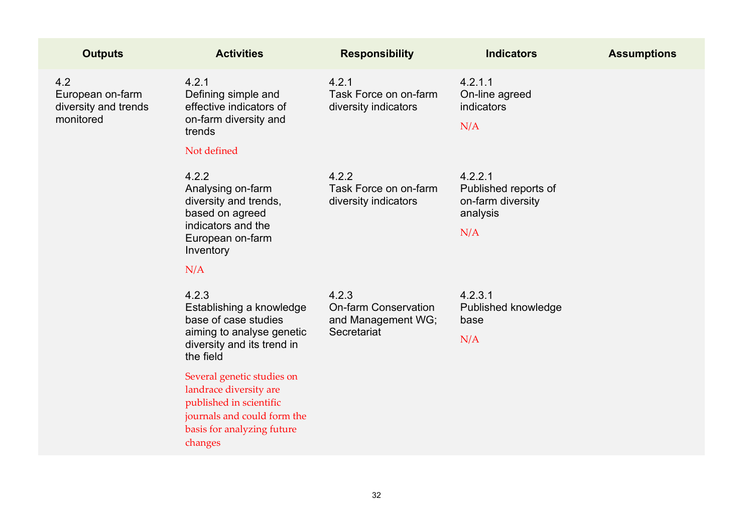| Outputs | Activities | Responsibility | Indicators | Assumptions |
|---|---|---|---|---|
| 4.2<br>European on-farm diversity and trends monitored | 4.2.1<br>Defining simple and effective indicators of on-farm diversity and trends<br><br>Not defined | 4.2.1<br>Task Force on on-farm diversity indicators | 4.2.1.1<br>On-line agreed indicators<br><br>N/A | |
| | 4.2.2<br>Analysing on-farm diversity and trends, based on agreed indicators and the European on-farm Inventory<br><br>N/A | 4.2.2<br>Task Force on on-farm diversity indicators | 4.2.2.1<br>Published reports of on-farm diversity analysis<br><br>N/A | |
| | 4.2.3<br>Establishing a knowledge base of case studies aiming to analyse genetic diversity and its trend in the field<br><br>Several genetic studies on landrace diversity are published in scientific journals and could form the basis for analyzing future changes | 4.2.3<br>On-farm Conservation and Management WG; Secretariat | 4.2.3.1<br>Published knowledge base<br><br>N/A | |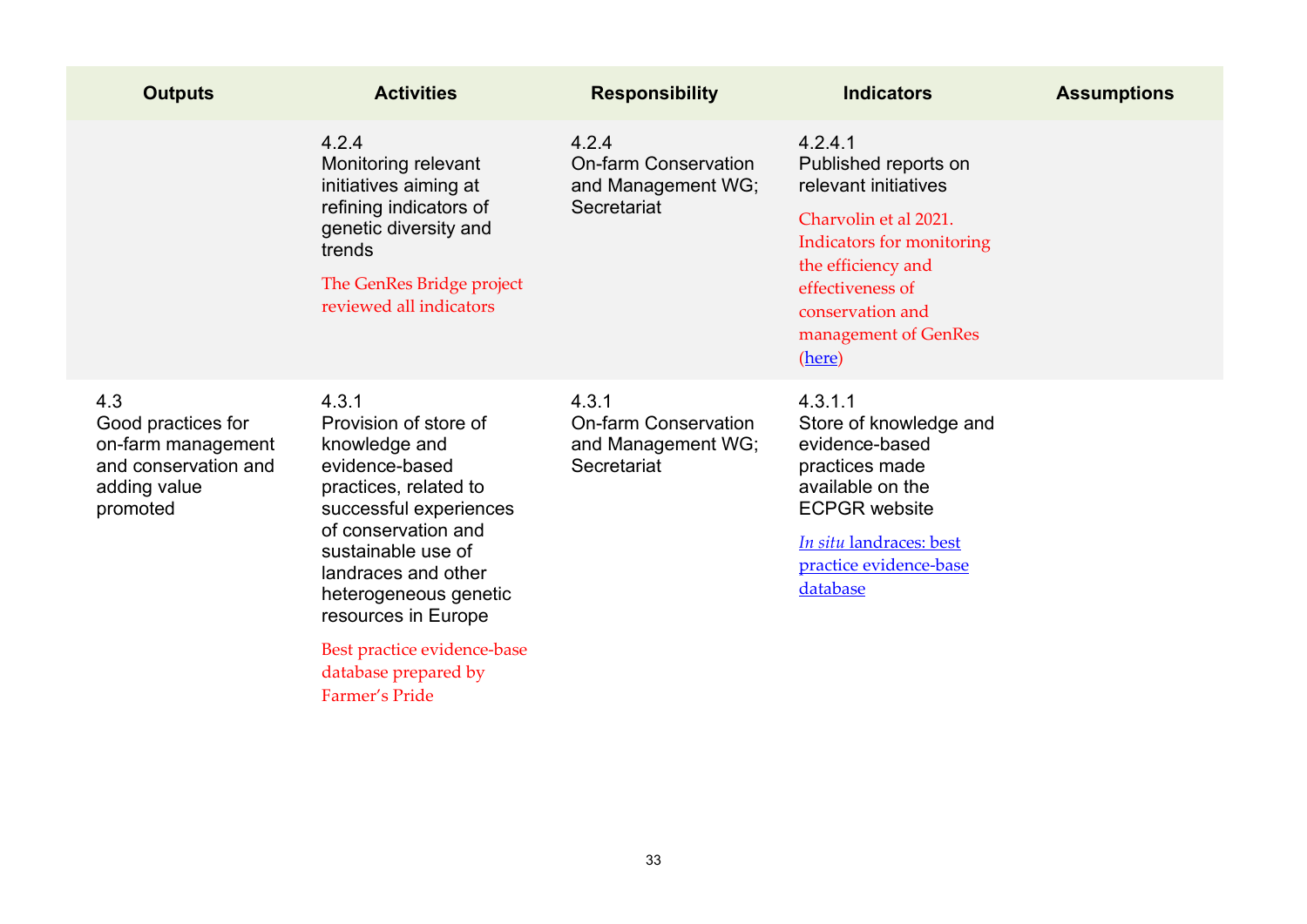| Outputs | Activities | Responsibility | Indicators | Assumptions |
|---|---|---|---|---|
| | 4.2.4<br>Monitoring relevant initiatives aiming at refining indicators of genetic diversity and trends<br>The GenRes Bridge project reviewed all indicators | 4.2.4<br>On-farm Conservation and Management WG; Secretariat | 4.2.4.1<br>Published reports on relevant initiatives<br>Charvolin et al 2021. Indicators for monitoring the efficiency and effectiveness of conservation and management of GenRes (here) | |
| 4.3<br>Good practices for on-farm management and conservation and adding value promoted | 4.3.1<br>Provision of store of knowledge and evidence-based practices, related to successful experiences of conservation and sustainable use of landraces and other heterogeneous genetic resources in Europe<br>Best practice evidence-base database prepared by Farmer's Pride | 4.3.1<br>On-farm Conservation and Management WG; Secretariat | 4.3.1.1<br>Store of knowledge and evidence-based practices made available on the ECPGR website<br>*In situ* landraces: best practice evidence-base database | |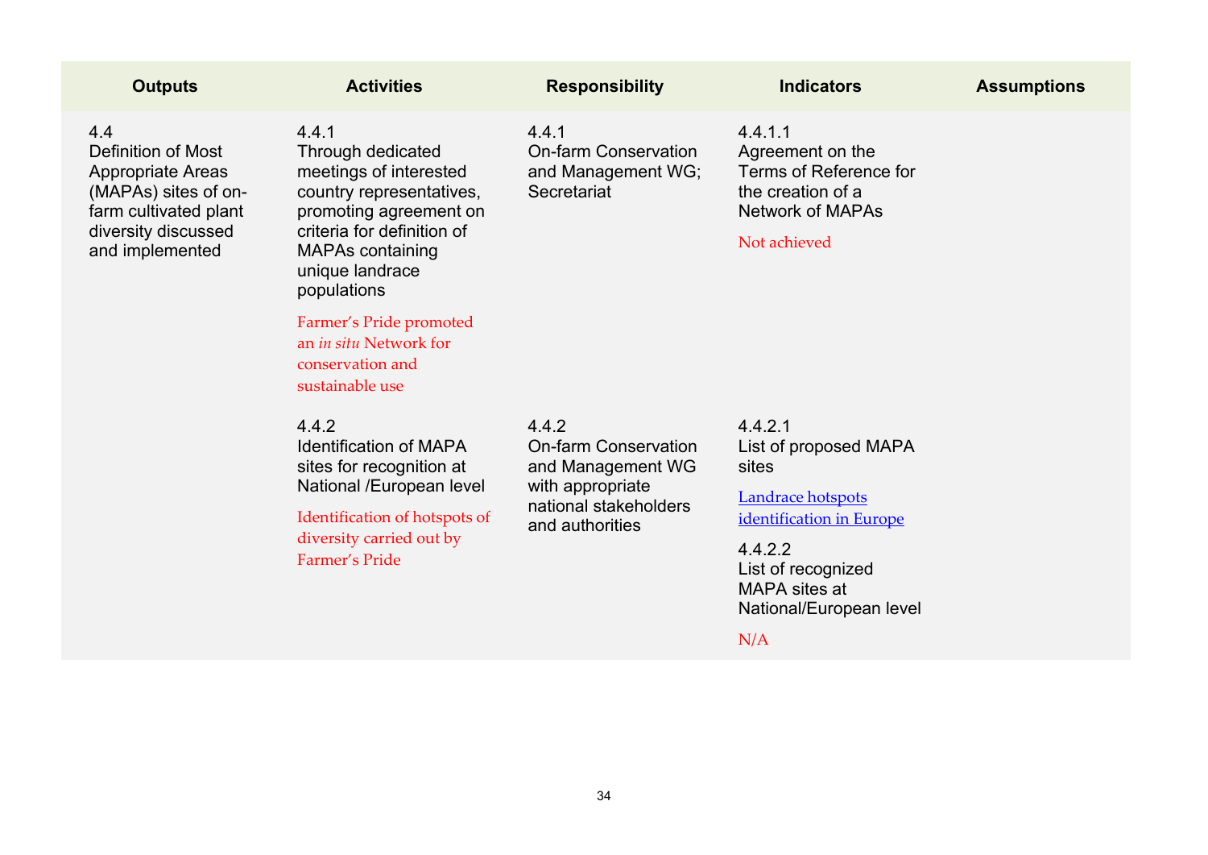| Outputs | Activities | Responsibility | Indicators | Assumptions |
|---|---|---|---|---|
| 4.4<br>Definition of Most Appropriate Areas (MAPAs) sites of on-farm cultivated plant diversity discussed and implemented | 4.4.1<br>Through dedicated meetings of interested country representatives, promoting agreement on criteria for definition of MAPAs containing unique landrace populations<br><br>Farmer's Pride promoted an *in situ* Network for conservation and sustainable use | 4.4.1<br>On-farm Conservation and Management WG; Secretariat | 4.4.1.1<br>Agreement on the Terms of Reference for the creation of a Network of MAPAs<br><br>Not achieved | |
| | 4.4.2<br>Identification of MAPA sites for recognition at National /European level<br><br>Identification of hotspots of diversity carried out by Farmer's Pride | 4.4.2<br>On-farm Conservation and Management WG with appropriate national stakeholders and authorities | 4.4.2.1<br>List of proposed MAPA sites<br><br>Landrace hotspots identification in Europe<br><br>4.4.2.2<br>List of recognized MAPA sites at National/European level<br><br>N/A | |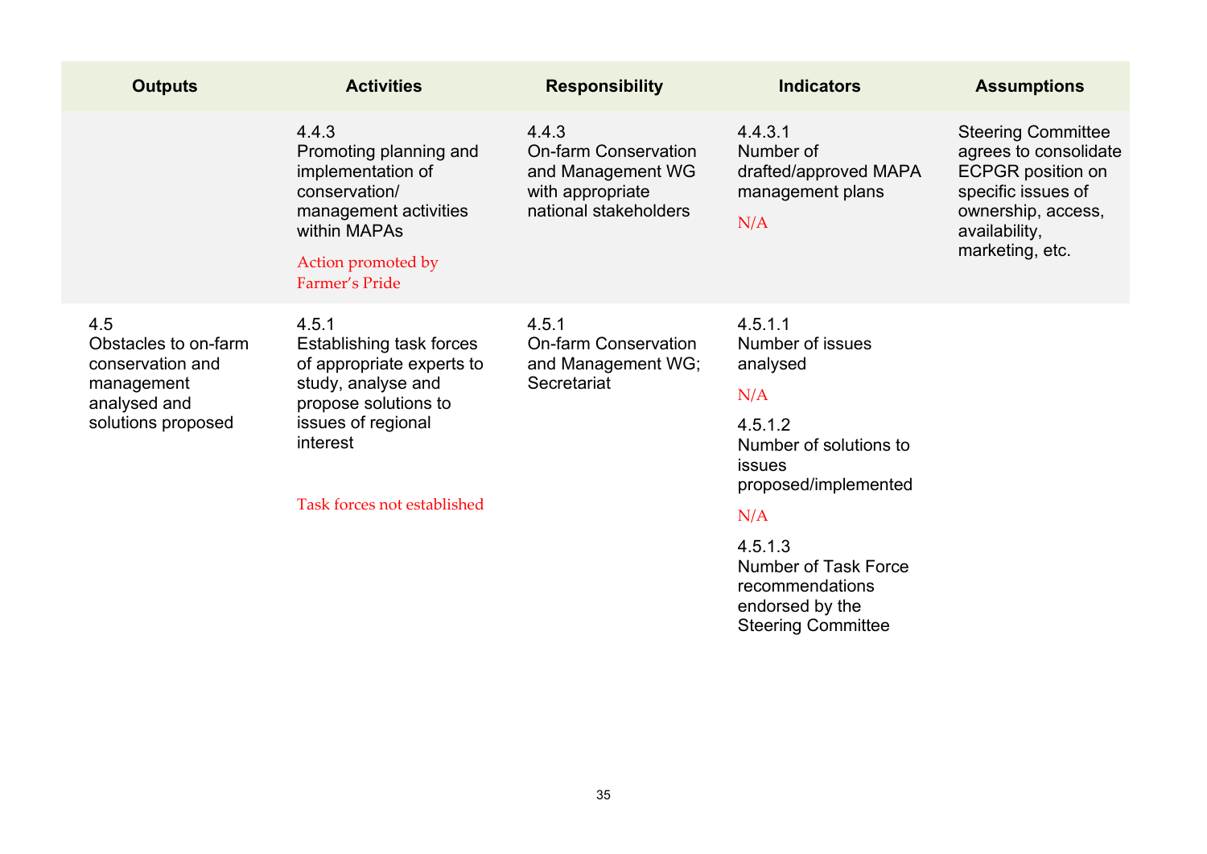| Outputs | Activities | Responsibility | Indicators | Assumptions |
|---|---|---|---|---|
| | 4.4.3<br>Promoting planning and implementation of conservation/ management activities within MAPAs<br><br>Action promoted by Farmer's Pride | 4.4.3<br>On-farm Conservation and Management WG with appropriate national stakeholders | 4.4.3.1<br>Number of drafted/approved MAPA management plans<br><br>N/A | Steering Committee agrees to consolidate ECPGR position on specific issues of ownership, access, availability, marketing, etc. |
| 4.5<br>Obstacles to on-farm conservation and management analysed and solutions proposed | 4.5.1<br>Establishing task forces of appropriate experts to study, analyse and propose solutions to issues of regional interest<br><br>Task forces not established | 4.5.1<br>On-farm Conservation and Management WG; Secretariat | 4.5.1.1<br>Number of issues analysed<br><br>N/A<br><br>4.5.1.2<br>Number of solutions to issues proposed/implemented<br><br>N/A<br><br>4.5.1.3<br>Number of Task Force recommendations endorsed by the Steering Committee | |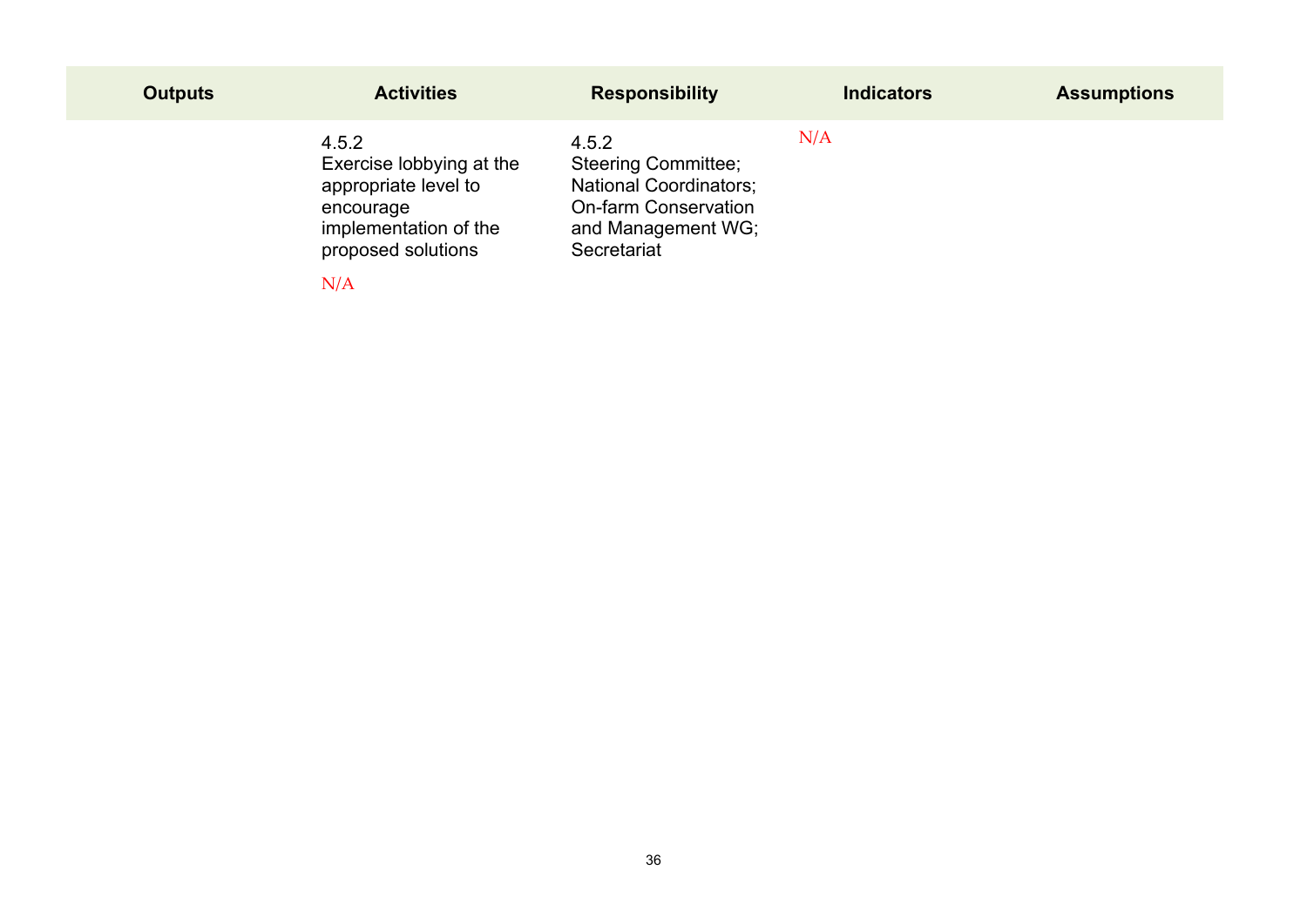| Outputs | Activities | Responsibility | Indicators | Assumptions |
|---|---|---|---|---|
| | 4.5.2 Exercise lobbying at the appropriate level to encourage implementation of the proposed solutions<br><br>N/A | 4.5.2 Steering Committee; National Coordinators; On-farm Conservation and Management WG; Secretariat | N/A | |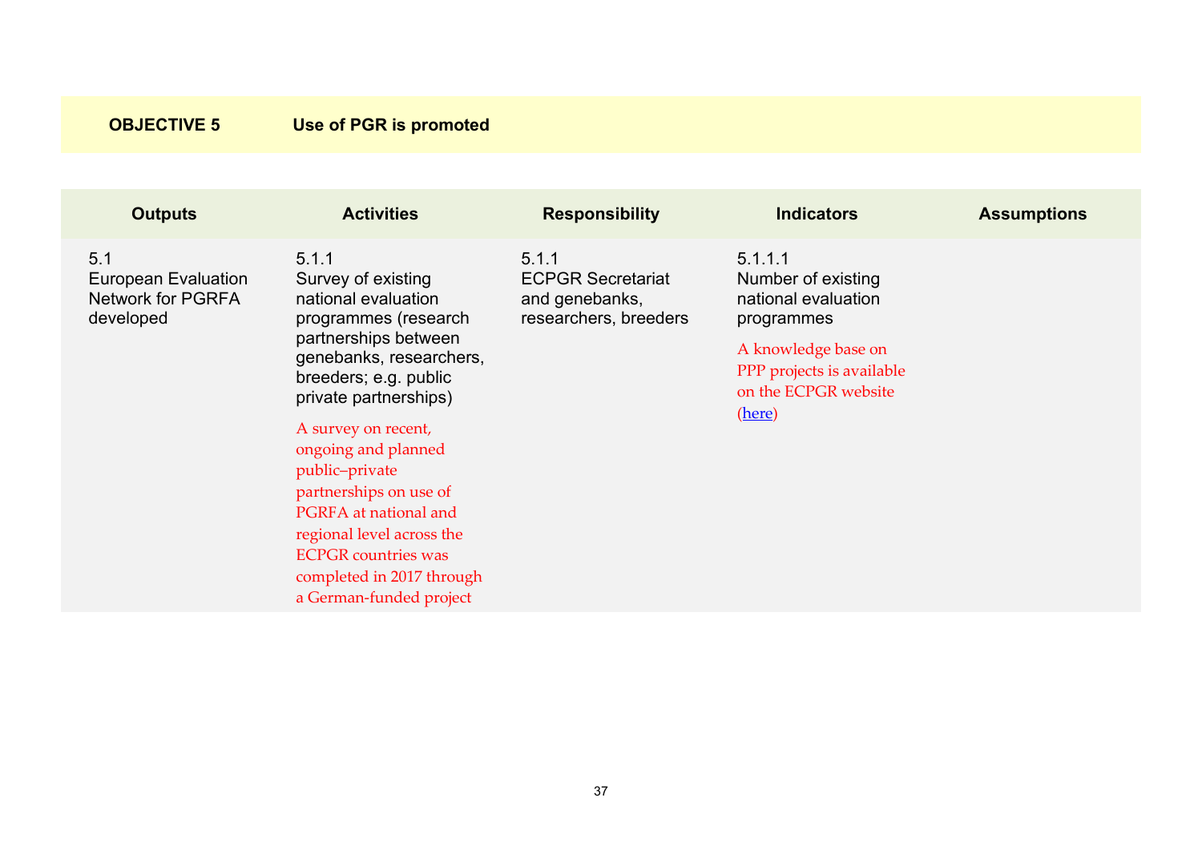**OBJECTIVE 5** **Use of PGR is promoted**

| Outputs | Activities | Responsibility | Indicators | Assumptions |
|---|---|---|---|---|
| 5.1<br>European Evaluation Network for PGRFA developed | 5.1.1<br>Survey of existing national evaluation programmes (research partnerships between genebanks, researchers, breeders; e.g. public private partnerships)<br><br>A survey on recent, ongoing and planned public–private partnerships on use of PGRFA at national and regional level across the ECPGR countries was completed in 2017 through a German-funded project | 5.1.1<br>ECPGR Secretariat and genebanks, researchers, breeders | 5.1.1.1<br>Number of existing national evaluation programmes<br><br>A knowledge base on PPP projects is available on the ECPGR website (here) | |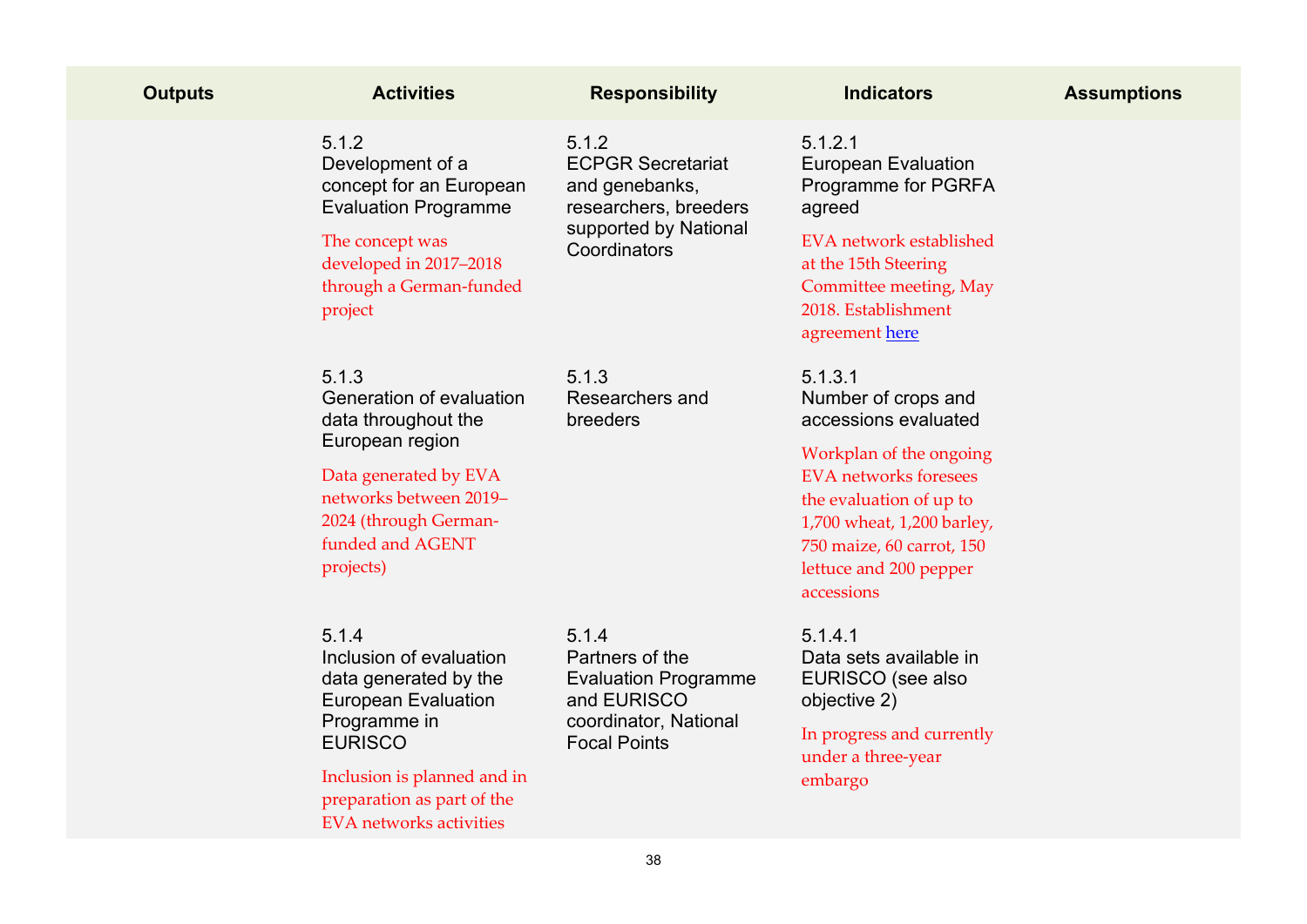| Outputs | Activities | Responsibility | Indicators | Assumptions |
|---|---|---|---|---|
| | 5.1.2<br>Development of a concept for an European Evaluation Programme<br><br>The concept was developed in 2017–2018 through a German-funded project | 5.1.2<br>ECPGR Secretariat and genebanks, researchers, breeders supported by National Coordinators | 5.1.2.1<br>European Evaluation Programme for PGRFA agreed<br><br>EVA network established at the 15th Steering Committee meeting, May 2018. Establishment agreement [here]() | |
| | 5.1.3<br>Generation of evaluation data throughout the European region<br><br>Data generated by EVA networks between 2019–2024 (through German-funded and AGENT projects) | 5.1.3<br>Researchers and breeders | 5.1.3.1<br>Number of crops and accessions evaluated<br><br>Workplan of the ongoing EVA networks foresees the evaluation of up to 1,700 wheat, 1,200 barley, 750 maize, 60 carrot, 150 lettuce and 200 pepper accessions | |
| | 5.1.4<br>Inclusion of evaluation data generated by the European Evaluation Programme in EURISCO<br><br>Inclusion is planned and in preparation as part of the EVA networks activities | 5.1.4<br>Partners of the Evaluation Programme and EURISCO coordinator, National Focal Points | 5.1.4.1<br>Data sets available in EURISCO (see also objective 2)<br><br>In progress and currently under a three-year embargo | |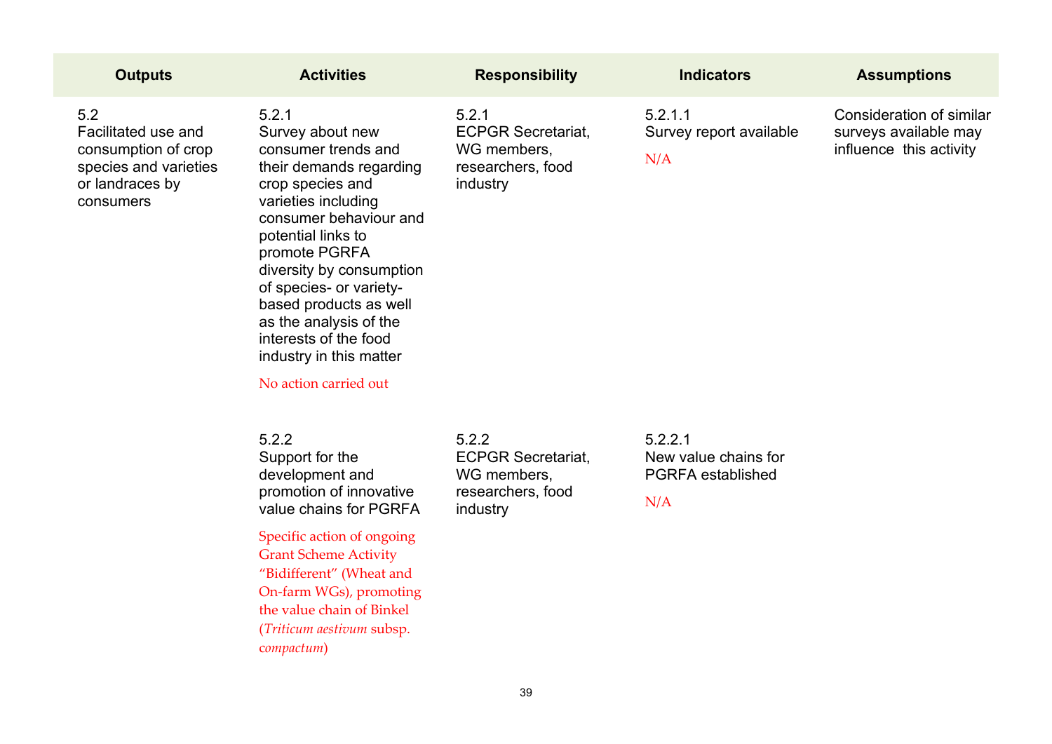| Outputs | Activities | Responsibility | Indicators | Assumptions |
|---|---|---|---|---|
| 5.2 Facilitated use and consumption of crop species and varieties or landraces by consumers | 5.2.1 Survey about new consumer trends and their demands regarding crop species and varieties including consumer behaviour and potential links to promote PGRFA diversity by consumption of species- or variety-based products as well as the analysis of the interests of the food industry in this matter<br><br>No action carried out | 5.2.1 ECPGR Secretariat, WG members, researchers, food industry | 5.2.1.1 Survey report available<br><br>N/A | Consideration of similar surveys available may influence this activity |
| | 5.2.2 Support for the development and promotion of innovative value chains for PGRFA<br><br>Specific action of ongoing Grant Scheme Activity “Bidifferent” (Wheat and On-farm WGs), promoting the value chain of Binkel (*Triticum aestivum* subsp. *compactum*) | 5.2.2 ECPGR Secretariat, WG members, researchers, food industry | 5.2.2.1 New value chains for PGRFA established<br><br>N/A | |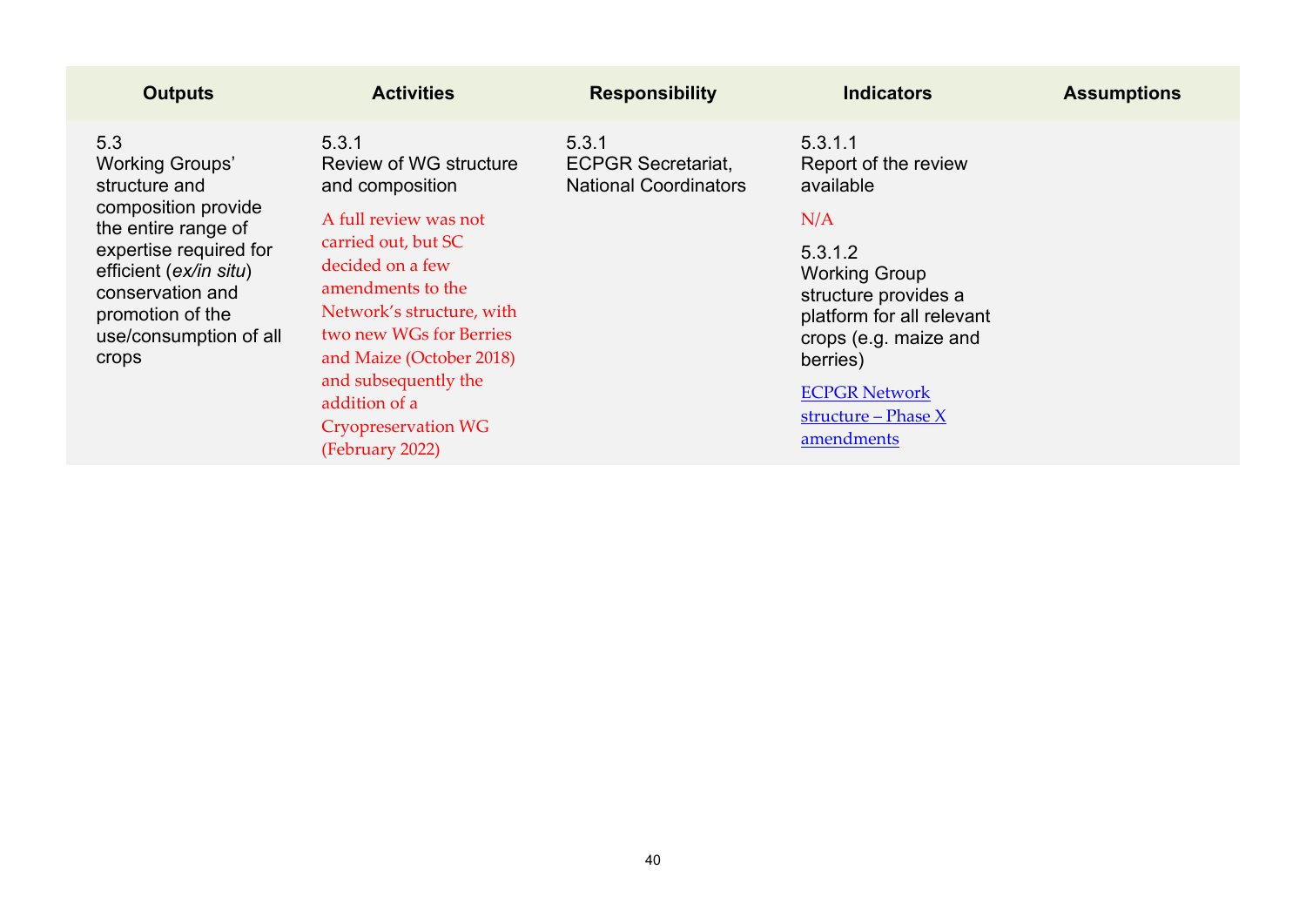| Outputs | Activities | Responsibility | Indicators | Assumptions |
|---|---|---|---|---|
| 5.3<br>Working Groups' structure and composition provide the entire range of expertise required for efficient (*ex/in situ*) conservation and promotion of the use/consumption of all crops | 5.3.1<br>Review of WG structure and composition<br><br>A full review was not carried out, but SC decided on a few amendments to the Network's structure, with two new WGs for Berries and Maize (October 2018) and subsequently the addition of a Cryopreservation WG (February 2022) | 5.3.1<br>ECPGR Secretariat, National Coordinators | 5.3.1.1<br>Report of the review available<br><br>N/A<br><br>5.3.1.2<br>Working Group structure provides a platform for all relevant crops (e.g. maize and berries)<br><br>ECPGR Network structure – Phase X amendments | |